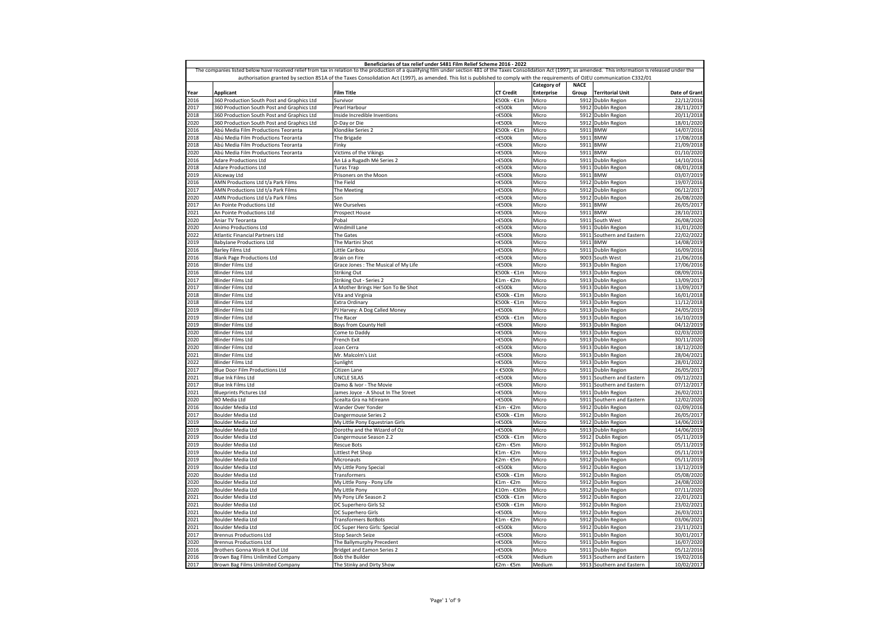# Beneficiaries of tax relief under S481 Film Relief Scheme 2016 - 2022

The companies listed below have received relief from tax in relation to the production of a qualifying film under section 481 of the Taxes Consolidation Act (1997), as amended. This information is released under the authorisation granted by section 851A of the Taxes Consolidation Act (1997), as amended. This list is published to comply with the requirements of OJEU communication C332/01

| Year | Applicant | Film Title | CT Credit | Category of Enterprise | NACE Group | Territorial Unit | Date of Grant |
|---|---|---|---|---|---|---|---|
| 2016 | 360 Production South Post and Graphics Ltd | Survivor | €500k - €1m | Micro | 5912 | Dublin Region | 22/12/2016 |
| 2017 | 360 Production South Post and Graphics Ltd | Pearl Harbour | <€500k | Micro | 5912 | Dublin Region | 28/11/2017 |
| 2018 | 360 Production South Post and Graphics Ltd | Inside Incredible Inventions | <€500k | Micro | 5912 | Dublin Region | 20/11/2018 |
| 2020 | 360 Production South Post and Graphics Ltd | D-Day or Die | <€500k | Micro | 5912 | Dublin Region | 18/01/2020 |
| 2016 | Abú Media Film Productions Teoranta | Klondike Series 2 | €500k - €1m | Micro | 5911 | BMW | 14/07/2016 |
| 2018 | Abú Media Film Productions Teoranta | The Brigade | <€500k | Micro | 5911 | BMW | 17/08/2018 |
| 2018 | Abú Media Film Productions Teoranta | Finky | <€500k | Micro | 5911 | BMW | 21/09/2018 |
| 2020 | Abú Media Film Productions Teoranta | Victims of the Vikings | <€500k | Micro | 5911 | BMW | 01/10/2020 |
| 2016 | Adare Productions Ltd | An Lá a Rugadh Mé Series 2 | <€500k | Micro | 5911 | Dublin Region | 14/10/2016 |
| 2018 | Adare Productions Ltd | Turas Trap | <€500k | Micro | 5911 | Dublin Region | 08/01/2018 |
| 2019 | Aliceway Ltd | Prisoners on the Moon | <€500k | Micro | 5911 | BMW | 03/07/2019 |
| 2016 | AMN Productions Ltd t/a Park Films | The Field | <€500k | Micro | 5912 | Dublin Region | 19/07/2016 |
| 2017 | AMN Productions Ltd t/a Park Films | The Meeting | <€500k | Micro | 5912 | Dublin Region | 06/12/2017 |
| 2020 | AMN Productions Ltd t/a Park Films | Son | <€500k | Micro | 5912 | Dublin Region | 26/08/2020 |
| 2017 | An Pointe Productions Ltd | We Ourselves | <€500k | Micro | 5911 | BMW | 26/05/2017 |
| 2021 | An Pointe Productions Ltd | Prospect House | <€500k | Micro | 5911 | BMW | 28/10/2021 |
| 2020 | Aniar TV Teoranta | Pobal | <€500k | Micro | 5911 | South West | 26/08/2020 |
| 2020 | Animo Productions Ltd | Windmill Lane | <€500k | Micro | 5911 | Dublin Region | 31/01/2020 |
| 2022 | Atlantic Financial Partners Ltd | The Gates | <€500k | Micro | 5911 | Southern and Eastern | 22/02/2022 |
| 2019 | Babylane Productions Ltd | The Martini Shot | <€500k | Micro | 5911 | BMW | 14/08/2019 |
| 2016 | Barley Films Ltd | Little Caribou | <€500k | Micro | 5911 | Dublin Region | 16/09/2016 |
| 2016 | Blank Page Productions Ltd | Brain on Fire | <€500k | Micro | 9003 | South West | 21/06/2016 |
| 2016 | Blinder Films Ltd | Grace Jones : The Musical of My Life | <€500k | Micro | 5913 | Dublin Region | 17/06/2016 |
| 2016 | Blinder Films Ltd | Striking Out | €500k - €1m | Micro | 5913 | Dublin Region | 08/09/2016 |
| 2017 | Blinder Films Ltd | Striking Out - Series 2 | €1m - €2m | Micro | 5913 | Dublin Region | 13/09/2017 |
| 2017 | Blinder Films Ltd | A Mother Brings Her Son To Be Shot | <€500k | Micro | 5913 | Dublin Region | 13/09/2017 |
| 2018 | Blinder Films Ltd | Vita and Virginia | €500k - €1m | Micro | 5913 | Dublin Region | 16/01/2018 |
| 2018 | Blinder Films Ltd | Extra Ordinary | €500k - €1m | Micro | 5913 | Dublin Region | 11/12/2018 |
| 2019 | Blinder Films Ltd | PJ Harvey: A Dog Called Money | <€500k | Micro | 5913 | Dublin Region | 24/05/2019 |
| 2019 | Blinder Films Ltd | The Racer | €500k - €1m | Micro | 5913 | Dublin Region | 16/10/2019 |
| 2019 | Blinder Films Ltd | Boys from County Hell | <€500k | Micro | 5913 | Dublin Region | 04/12/2019 |
| 2020 | Blinder Films Ltd | Come to Daddy | <€500k | Micro | 5913 | Dublin Region | 02/03/2020 |
| 2020 | Blinder Films Ltd | French Exit | <€500k | Micro | 5913 | Dublin Region | 30/11/2020 |
| 2020 | Blinder Films Ltd | Joan Cerra | <€500k | Micro | 5913 | Dublin Region | 18/12/2020 |
| 2021 | Blinder Films Ltd | Mr. Malcolm's List | <€500k | Micro | 5913 | Dublin Region | 28/04/2021 |
| 2022 | Blinder Films Ltd | Sunlight | <€500k | Micro | 5913 | Dublin Region | 28/01/2022 |
| 2017 | Blue Door Film Productions Ltd | Citizen Lane | < €500k | Micro | 5911 | Dublin Region | 26/05/2017 |
| 2021 | Blue Ink Films Ltd | UNCLE SILAS | <€500k | Micro | 5911 | Southern and Eastern | 09/12/2021 |
| 2017 | Blue Ink Films Ltd | Damo & Ivor - The Movie | <€500k | Micro | 5911 | Southern and Eastern | 07/12/2017 |
| 2021 | Blueprints Pictures Ltd | James Joyce - A Shout In The Street | <€500k | Micro | 5911 | Dublin Region | 26/02/2021 |
| 2020 | BO Media Ltd | Scealta Gra na hEireann | <€500k | Micro | 5911 | Southern and Eastern | 12/02/2020 |
| 2016 | Boulder Media Ltd | Wander Over Yonder | €1m - €2m | Micro | 5912 | Dublin Region | 02/09/2016 |
| 2017 | Boulder Media Ltd | Dangermouse Series 2 | €500k - €1m | Micro | 5912 | Dublin Region | 26/05/2017 |
| 2019 | Boulder Media Ltd | My Little Pony Equestrian Girls | <€500k | Micro | 5912 | Dublin Region | 14/06/2019 |
| 2019 | Boulder Media Ltd | Dorothy and the Wizard of Oz | <€500k | Micro | 5913 | Dublin Region | 14/06/2019 |
| 2019 | Boulder Media Ltd | Dangermouse Season 2.2 | €500k - €1m | Micro | 5912 | Dublin Region | 05/11/2019 |
| 2019 | Boulder Media Ltd | Rescue Bots | €2m - €5m | Micro | 5912 | Dublin Region | 05/11/2019 |
| 2019 | Boulder Media Ltd | Littlest Pet Shop | €1m - €2m | Micro | 5912 | Dublin Region | 05/11/2019 |
| 2019 | Boulder Media Ltd | Micronauts | €2m - €5m | Micro | 5912 | Dublin Region | 05/11/2019 |
| 2019 | Boulder Media Ltd | My Little Pony Special | <€500k | Micro | 5912 | Dublin Region | 13/12/2019 |
| 2020 | Boulder Media Ltd | Transformers | €500k - €1m | Micro | 5912 | Dublin Region | 05/08/2020 |
| 2020 | Boulder Media Ltd | My Little Pony - Pony Life | €1m - €2m | Micro | 5912 | Dublin Region | 24/08/2020 |
| 2020 | Boulder Media Ltd | My Little Pony | €10m - €30m | Micro | 5912 | Dublin Region | 07/11/2020 |
| 2021 | Boulder Media Ltd | My Pony Life Season 2 | €500k - €1m | Micro | 5912 | Dublin Region | 22/01/2021 |
| 2021 | Boulder Media Ltd | DC Superhero Girls S2 | €500k - €1m | Micro | 5912 | Dublin Region | 23/02/2021 |
| 2021 | Boulder Media Ltd | DC Superhero Girls | <€500k | Micro | 5912 | Dublin Region | 26/03/2021 |
| 2021 | Boulder Media Ltd | Transformers BotBots | €1m - €2m | Micro | 5912 | Dublin Region | 03/06/2021 |
| 2021 | Boulder Media Ltd | DC Super Hero Girls: Special | <€500k | Micro | 5912 | Dublin Region | 23/11/2021 |
| 2017 | Brennus Productions Ltd | Stop Search Seize | <€500k | Micro | 5911 | Dublin Region | 30/01/2017 |
| 2020 | Brennus Productions Ltd | The Ballymurphy Precedent | <€500k | Micro | 5911 | Dublin Region | 16/07/2020 |
| 2016 | Brothers Gonna Work It Out Ltd | Bridget and Eamon Series 2 | <€500k | Micro | 5911 | Dublin Region | 05/12/2016 |
| 2016 | Brown Bag Films Unlimited Company | Bob the Builder | <€500k | Medium | 5913 | Southern and Eastern | 19/02/2016 |
| 2017 | Brown Bag Films Unlimited Company | The Stinky and Dirty Show | €2m - €5m | Medium | 5913 | Southern and Eastern | 10/02/2017 |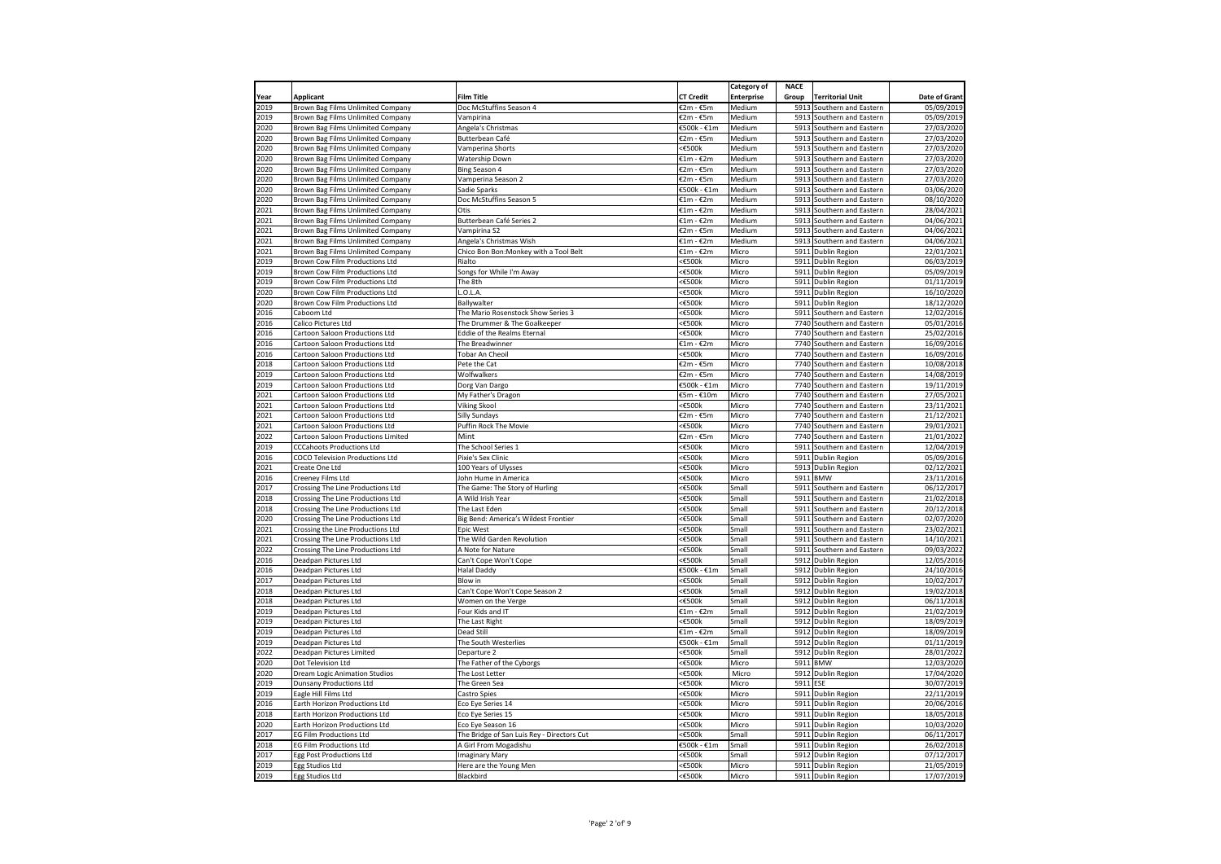| Year | Applicant | Film Title | CT Credit | Category of Enterprise | NACE Group | Territorial Unit | Date of Grant |
|---|---|---|---|---|---|---|---|
| 2019 | Brown Bag Films Unlimited Company | Doc McStuffins Season 4 | €2m - €5m | Medium | 5913 | Southern and Eastern | 05/09/2019 |
| 2019 | Brown Bag Films Unlimited Company | Vampirina | €2m - €5m | Medium | 5913 | Southern and Eastern | 05/09/2019 |
| 2020 | Brown Bag Films Unlimited Company | Angela's Christmas | €500k - €1m | Medium | 5913 | Southern and Eastern | 27/03/2020 |
| 2020 | Brown Bag Films Unlimited Company | Butterbean Café | €2m - €5m | Medium | 5913 | Southern and Eastern | 27/03/2020 |
| 2020 | Brown Bag Films Unlimited Company | Vamperina Shorts | <€500k | Medium | 5913 | Southern and Eastern | 27/03/2020 |
| 2020 | Brown Bag Films Unlimited Company | Watership Down | €1m - €2m | Medium | 5913 | Southern and Eastern | 27/03/2020 |
| 2020 | Brown Bag Films Unlimited Company | Bing Season 4 | €2m - €5m | Medium | 5913 | Southern and Eastern | 27/03/2020 |
| 2020 | Brown Bag Films Unlimited Company | Vamperina Season 2 | €2m - €5m | Medium | 5913 | Southern and Eastern | 27/03/2020 |
| 2020 | Brown Bag Films Unlimited Company | Sadie Sparks | €500k - €1m | Medium | 5913 | Southern and Eastern | 03/06/2020 |
| 2020 | Brown Bag Films Unlimited Company | Doc McStuffins Season 5 | €1m - €2m | Medium | 5913 | Southern and Eastern | 08/10/2020 |
| 2021 | Brown Bag Films Unlimited Company | Otis | €1m - €2m | Medium | 5913 | Southern and Eastern | 28/04/2021 |
| 2021 | Brown Bag Films Unlimited Company | Butterbean Café Series 2 | €1m - €2m | Medium | 5913 | Southern and Eastern | 04/06/2021 |
| 2021 | Brown Bag Films Unlimited Company | Vampirina S2 | €2m - €5m | Medium | 5913 | Southern and Eastern | 04/06/2021 |
| 2021 | Brown Bag Films Unlimited Company | Angela's Christmas Wish | €1m - €2m | Medium | 5913 | Southern and Eastern | 04/06/2021 |
| 2021 | Brown Bag Films Unlimited Company | Chico Bon Bon:Monkey with a Tool Belt | €1m - €2m | Micro | 5911 | Dublin Region | 22/01/2021 |
| 2019 | Brown Cow Film Productions Ltd | Rialto | <€500k | Micro | 5911 | Dublin Region | 06/03/2019 |
| 2019 | Brown Cow Film Productions Ltd | Songs for While I'm Away | <€500k | Micro | 5911 | Dublin Region | 05/09/2019 |
| 2019 | Brown Cow Film Productions Ltd | The 8th | <€500k | Micro | 5911 | Dublin Region | 01/11/2019 |
| 2020 | Brown Cow Film Productions Ltd | L.O.L.A. | <€500k | Micro | 5911 | Dublin Region | 16/10/2020 |
| 2020 | Brown Cow Film Productions Ltd | Ballywalter | <€500k | Micro | 5911 | Dublin Region | 18/12/2020 |
| 2016 | Caboom Ltd | The Mario Rosenstock Show Series 3 | <€500k | Micro | 5911 | Southern and Eastern | 12/02/2016 |
| 2016 | Calico Pictures Ltd | The Drummer & The Goalkeeper | <€500k | Micro | 7740 | Southern and Eastern | 05/01/2016 |
| 2016 | Cartoon Saloon Productions Ltd | Eddie of the Realms Eternal | <€500k | Micro | 7740 | Southern and Eastern | 25/02/2016 |
| 2016 | Cartoon Saloon Productions Ltd | The Breadwinner | €1m - €2m | Micro | 7740 | Southern and Eastern | 16/09/2016 |
| 2016 | Cartoon Saloon Productions Ltd | Tobar An Cheoil | <€500k | Micro | 7740 | Southern and Eastern | 16/09/2016 |
| 2018 | Cartoon Saloon Productions Ltd | Pete the Cat | €2m - €5m | Micro | 7740 | Southern and Eastern | 10/08/2018 |
| 2019 | Cartoon Saloon Productions Ltd | Wolfwalkers | €2m - €5m | Micro | 7740 | Southern and Eastern | 14/08/2019 |
| 2019 | Cartoon Saloon Productions Ltd | Dorg Van Dargo | €500k - €1m | Micro | 7740 | Southern and Eastern | 19/11/2019 |
| 2021 | Cartoon Saloon Productions Ltd | My Father's Dragon | €5m - €10m | Micro | 7740 | Southern and Eastern | 27/05/2021 |
| 2021 | Cartoon Saloon Productions Ltd | Viking Skool | <€500k | Micro | 7740 | Southern and Eastern | 23/11/2021 |
| 2021 | Cartoon Saloon Productions Ltd | Silly Sundays | €2m - €5m | Micro | 7740 | Southern and Eastern | 21/12/2021 |
| 2021 | Cartoon Saloon Productions Ltd | Puffin Rock The Movie | <€500k | Micro | 7740 | Southern and Eastern | 29/01/2021 |
| 2022 | Cartoon Saloon Productions Limited | Mint | €2m - €5m | Micro | 7740 | Southern and Eastern | 21/01/2022 |
| 2019 | CCCahoots Productions Ltd | The School Series 1 | <€500k | Micro | 5911 | Southern and Eastern | 12/04/2019 |
| 2016 | COCO Television Productions Ltd | Pixie's Sex Clinic | <€500k | Micro | 5911 | Dublin Region | 05/09/2016 |
| 2021 | Create One Ltd | 100 Years of Ulysses | <€500k | Micro | 5913 | Dublin Region | 02/12/2021 |
| 2016 | Creeney Films Ltd | John Hume in America | <€500k | Micro | 5911 | BMW | 23/11/2016 |
| 2017 | Crossing The Line Productions Ltd | The Game: The Story of Hurling | <€500k | Small | 5911 | Southern and Eastern | 06/12/2017 |
| 2018 | Crossing The Line Productions Ltd | A Wild Irish Year | <€500k | Small | 5911 | Southern and Eastern | 21/02/2018 |
| 2018 | Crossing The Line Productions Ltd | The Last Eden | <€500k | Small | 5911 | Southern and Eastern | 20/12/2018 |
| 2020 | Crossing The Line Productions Ltd | Big Bend: America's Wildest Frontier | <€500k | Small | 5911 | Southern and Eastern | 02/07/2020 |
| 2021 | Crossing the Line Productions Ltd | Epic West | <€500k | Small | 5911 | Southern and Eastern | 23/02/2021 |
| 2021 | Crossing The Line Productions Ltd | The Wild Garden Revolution | <€500k | Small | 5911 | Southern and Eastern | 14/10/2021 |
| 2022 | Crossing The Line Productions Ltd | A Note for Nature | <€500k | Small | 5911 | Southern and Eastern | 09/03/2022 |
| 2016 | Deadpan Pictures Ltd | Can't Cope Won't Cope | <€500k | Small | 5912 | Dublin Region | 12/05/2016 |
| 2016 | Deadpan Pictures Ltd | Halal Daddy | €500k - €1m | Small | 5912 | Dublin Region | 24/10/2016 |
| 2017 | Deadpan Pictures Ltd | Blow in | <€500k | Small | 5912 | Dublin Region | 10/02/2017 |
| 2018 | Deadpan Pictures Ltd | Can't Cope Won't Cope Season 2 | <€500k | Small | 5912 | Dublin Region | 19/02/2018 |
| 2018 | Deadpan Pictures Ltd | Women on the Verge | <€500k | Small | 5912 | Dublin Region | 06/11/2018 |
| 2019 | Deadpan Pictures Ltd | Four Kids and IT | €1m - €2m | Small | 5912 | Dublin Region | 21/02/2019 |
| 2019 | Deadpan Pictures Ltd | The Last Right | <€500k | Small | 5912 | Dublin Region | 18/09/2019 |
| 2019 | Deadpan Pictures Ltd | Dead Still | €1m - €2m | Small | 5912 | Dublin Region | 18/09/2019 |
| 2019 | Deadpan Pictures Ltd | The South Westerlies | €500k - €1m | Small | 5912 | Dublin Region | 01/11/2019 |
| 2022 | Deadpan Pictures Limited | Departure 2 | <€500k | Small | 5912 | Dublin Region | 28/01/2022 |
| 2020 | Dot Television Ltd | The Father of the Cyborgs | <€500k | Micro | 5911 | BMW | 12/03/2020 |
| 2020 | Dream Logic Animation Studios | The Lost Letter | <€500k | Micro | 5912 | Dublin Region | 17/04/2020 |
| 2019 | Dunsany Productions Ltd | The Green Sea | <€500k | Micro | 5911 | ESE | 30/07/2019 |
| 2019 | Eagle Hill Films Ltd | Castro Spies | <€500k | Micro | 5911 | Dublin Region | 22/11/2019 |
| 2016 | Earth Horizon Productions Ltd | Eco Eye Series 14 | <€500k | Micro | 5911 | Dublin Region | 20/06/2016 |
| 2018 | Earth Horizon Productions Ltd | Eco Eye Series 15 | <€500k | Micro | 5911 | Dublin Region | 18/05/2018 |
| 2020 | Earth Horizon Productions Ltd | Eco Eye Season 16 | <€500k | Micro | 5911 | Dublin Region | 10/03/2020 |
| 2017 | EG Film Productions Ltd | The Bridge of San Luis Rey - Directors Cut | <€500k | Small | 5911 | Dublin Region | 06/11/2017 |
| 2018 | EG Film Productions Ltd | A Girl From Mogadishu | €500k - €1m | Small | 5911 | Dublin Region | 26/02/2018 |
| 2017 | Egg Post Productions Ltd | Imaginary Mary | <€500k | Small | 5912 | Dublin Region | 07/12/2017 |
| 2019 | Egg Studios Ltd | Here are the Young Men | <€500k | Micro | 5911 | Dublin Region | 21/05/2019 |
| 2019 | Egg Studios Ltd | Blackbird | <€500k | Micro | 5911 | Dublin Region | 17/07/2019 |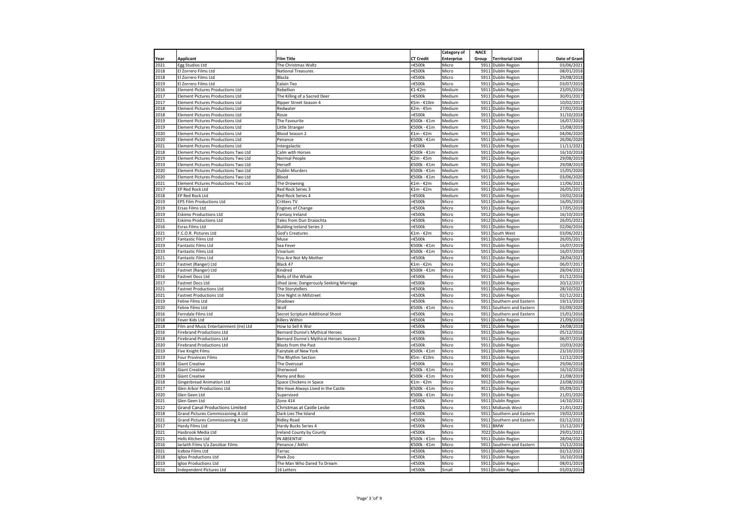| Year | Applicant | Film Title | CT Credit | Category of Enterprise | NACE Group | Territorial Unit | Date of Grant |
|---|---|---|---|---|---|---|---|
| 2021 | Egg Studios Ltd | The Christmas Waltz | <€500k | Micro | 5911 | Dublin Region | 03/06/2021 |
| 2018 | El Zorrero Films Ltd | National Treasures | <€500k | Micro | 5911 | Dublin Region | 08/01/2018 |
| 2018 | El Zorrero Films Ltd | Blasta | <€500k | Micro | 5911 | Dublin Region | 29/08/2018 |
| 2019 | El Zorrero Films Ltd | Ealain Teo | <€500k | Micro | 5911 | Dublin Region | 03/07/2019 |
| 2016 | Element Pictures Productions Ltd | Rebellion | €1-€2m | Medium | 5911 | Dublin Region | 23/05/2016 |
| 2017 | Element Pictures Productions Ltd | The Killing of a Sacred Deer | <€500k | Medium | 5911 | Dublin Region | 30/01/2017 |
| 2017 | Element Pictures Productions Ltd | Ripper Street Season 4 | €5m - €10m | Medium | 5911 | Dublin Region | 10/02/2017 |
| 2018 | Element Pictures Productions Ltd | Redwater | €2m - €5m | Medium | 5911 | Dublin Region | 27/02/2018 |
| 2018 | Element Pictures Productions Ltd | Rosie | <€500k | Medium | 5911 | Dublin Region | 31/10/2018 |
| 2019 | Element Pictures Productions Ltd | The Favourite | €500k - €1m | Medium | 5911 | Dublin Region | 16/07/2019 |
| 2019 | Element Pictures Productions Ltd | Little Stranger | €500k - €1m | Medium | 5911 | Dublin Region | 15/08/2019 |
| 2020 | Element Pictures Productions Ltd | Blood Season 2 | €1m - €2m | Medium | 5911 | Dublin Region | 04/06/2020 |
| 2020 | Element Pictures Productions Ltd | Penance | €500k - €1m | Medium | 5911 | Dublin Region | 26/06/2020 |
| 2021 | Element Pictures Productions Ltd | Intergalactic | <€500k | Medium | 5911 | Dublin Region | 11/11/2021 |
| 2018 | Element Pictures Productions Two Ltd | Calm with Horses | €500k - €1m | Medium | 5911 | Dublin Region | 16/10/2018 |
| 2019 | Element Pictures Productions Two Ltd | Normal People | €2m - €5m | Medium | 5911 | Dublin Region | 29/08/2019 |
| 2019 | Element Pictures Productions Two Ltd | Herself | €500k - €1m | Medium | 5911 | Dublin Region | 29/08/2019 |
| 2020 | Element Pictures Productions Two Ltd | Dublin Murders | €500k - €1m | Medium | 5911 | Dublin Region | 15/05/2020 |
| 2020 | Element Pictures Productions Two Ltd | Blood | €500k - €1m | Medium | 5911 | Dublin Region | 03/06/2020 |
| 2021 | Element Pictures Productions Two Ltd | The Drowning | €1m - €2m | Medium | 5911 | Dublin Region | 11/06/2021 |
| 2017 | EP Red Rock Ltd | Red Rock Series 3 | €1m - €2m | Medium | 5911 | Dublin Region | 26/05/2017 |
| 2018 | EP Red Rock Ltd | Red Rock Series 4 | <€500k | Medium | 5911 | Dublin Region | 19/02/2018 |
| 2019 | EPS Film Productions Ltd | Critters TV | <€500k | Micro | 5911 | Dublin Region | 16/05/2019 |
| 2019 | Ersas Films Ltd | Engines of Change | <€500k | Micro | 5911 | Dublin Region | 17/05/2019 |
| 2019 | Eskimo Productions Ltd | Fantasy Ireland | <€500k | Micro | 5912 | Dublin Region | 16/10/2019 |
| 2021 | Eskimo Productions Ltd | Tales from Dun Draiochta | <€500k | Micro | 5912 | Dublin Region | 26/05/2021 |
| 2016 | Esras Films Ltd | Building Ireland Series 2 | <€500k | Micro | 5911 | Dublin Region | 02/06/2016 |
| 2021 | F.C.O.R. Pictures Ltd | God's Creatures | €1m - €2m | Micro | 5911 | South West | 03/06/2021 |
| 2017 | Fantastic Films Ltd | Muse | <€500k | Micro | 5911 | Dublin Region | 26/05/2017 |
| 2019 | Fantastic Films Ltd | Sea Fever | €500k - €1m | Micro | 5911 | Dublin Region | 16/07/2019 |
| 2019 | Fantastic Films Ltd | Vivarium | €500k - €1m | Micro | 5911 | Dublin Region | 16/07/2019 |
| 2021 | Fantastic Films Ltd | You Are Not My Mother | <€500k | Micro | 5911 | Dublin Region | 28/04/2021 |
| 2017 | Fastnet (Ranger) Ltd | Black 47 | €1m - €2m | Micro | 5912 | Dublin Region | 06/07/2017 |
| 2021 | Fastnet (Ranger) Ltd | Kindred | €500k - €1m | Micro | 5912 | Dublin Region | 28/04/2021 |
| 2016 | Fastnet Docs Ltd | Belly of the Whale | <€500k | Micro | 5911 | Dublin Region | 01/12/2016 |
| 2017 | Fastnet Docs Ltd | Jihad Jane; Dangerously Seeking Marriage | <€500k | Micro | 5911 | Dublin Region | 20/12/2017 |
| 2021 | Fastnet Productions Ltd | The Storytellers | <€500k | Micro | 5911 | Dublin Region | 28/10/2021 |
| 2021 | Fastnet Productions Ltd | One Night in Millstreet | <€500k | Micro | 5911 | Dublin Region | 02/12/2021 |
| 2019 | Feline Films Ltd | Shadows | <€500k | Micro | 5911 | Southern and Eastern | 19/11/2019 |
| 2020 | Feline Films Ltd | Wolf | €500k - €1m | Micro | 5911 | Southern and Eastern | 03/09/2020 |
| 2016 | Ferndale Films Ltd | Secret Scripture Additional Shoot | <€500k | Micro | 5911 | Southern and Eastern | 15/01/2016 |
| 2018 | Fever Kids Ltd | Killers Within | <€500k | Micro | 5911 | Dublin Region | 21/09/2018 |
| 2018 | Film and Music Entertainment (Ire) Ltd | How to Sell A War | <€500k | Micro | 5911 | Dublin Region | 24/08/2018 |
| 2016 | Firebrand Productions Ltd | Bernard Dunne's Mythical Heroes | <€500k | Micro | 5911 | Dublin Region | 05/12/2016 |
| 2018 | Firebrand Productions Ltd | Bernard Dunne's Mythical Heroes Season 2 | <€500k | Micro | 5911 | Dublin Region | 06/07/2018 |
| 2020 | Firebrand Productions Ltd | Blasts from the Past | <€500k | Micro | 5911 | Dublin Region | 10/03/2020 |
| 2019 | Five Knight Films | Fairytale of New York | €500k - €1m | Micro | 5911 | Dublin Region | 23/10/2019 |
| 2019 | Four Provinces Films | The Rhythm Section | €5m - €10m | Micro | 5911 | Dublin Region | 12/12/2019 |
| 2018 | Giant Creative | The Overcoat | <€500k | Micro | 9001 | Dublin Region | 29/06/2018 |
| 2018 | Giant Creative | Sherwood | €500k - €1m | Micro | 9001 | Dublin Region | 16/10/2018 |
| 2019 | Giant Creative | Remy and Boo | €500k - €1m | Micro | 9001 | Dublin Region | 21/08/2019 |
| 2018 | Gingerbread Animation Ltd | Space Chickens in Space | €1m - €2m | Micro | 5912 | Dublin Region | 23/08/2018 |
| 2017 | Glen Arbor Productions Ltd | We Have Always Lived in the Castle | €500k - €1m | Micro | 9511 | Dublin Region | 05/09/2017 |
| 2020 | Glen Geen Ltd | Supervized | €500k - €1m | Micro | 5911 | Dublin Region | 21/01/2020 |
| 2021 | Glen Geen Ltd | Zone 414 | <€500k | Micro | 5911 | Dublin Region | 14/10/2021 |
| 2022 | Grand Canal Productions Limited | Christmas at Castle Leslie | <€500k | Micro | 5911 | Midlands West | 21/01/2022 |
| 2018 | Grand Pictures Commissioning A Ltd | Dark Lies The Island | <€500k | Micro | 5911 | Southern and Eastern | 19/02/2018 |
| 2021 | Grand Pictures Commissioning A Ltd | Ridley Road | <€500k | Micro | 5911 | Southern and Eastern | 02/12/2021 |
| 2017 | Hardy Films Ltd | Hardy Bucks Series 4 | <€500k | Micro | 5911 | BMW | 15/12/2017 |
| 2021 | Hasbrook Media Ltd | Ireland County by County | <€500k | Micro | 7022 | Dublin Region | 29/01/2021 |
| 2021 | Hells Kitchen Ltd | IN ABSENTIA' | €500k - €1m | Micro | 5911 | Dublin Region | 28/04/2021 |
| 2016 | Iarlaith Films t/a Zanzibar Films | Penance / Aithri | €500k - €1m | Micro | 5911 | Southern and Eastern | 15/12/2016 |
| 2021 | Icebox Films Ltd | Tarrac | <€500k | Micro | 5911 | Dublin Region | 02/12/2021 |
| 2018 | Igloo Productions Ltd | Peek Zoo | <€500k | Micro | 5911 | Dublin Region | 16/10/2018 |
| 2019 | Igloo Productions Ltd | The Man Who Dared To Dream | <€500k | Micro | 5911 | Dublin Region | 08/01/2019 |
| 2016 | Independent Pictures Ltd | 16 Letters | <€500k | Small | 5911 | Dublin Region | 03/03/2016 |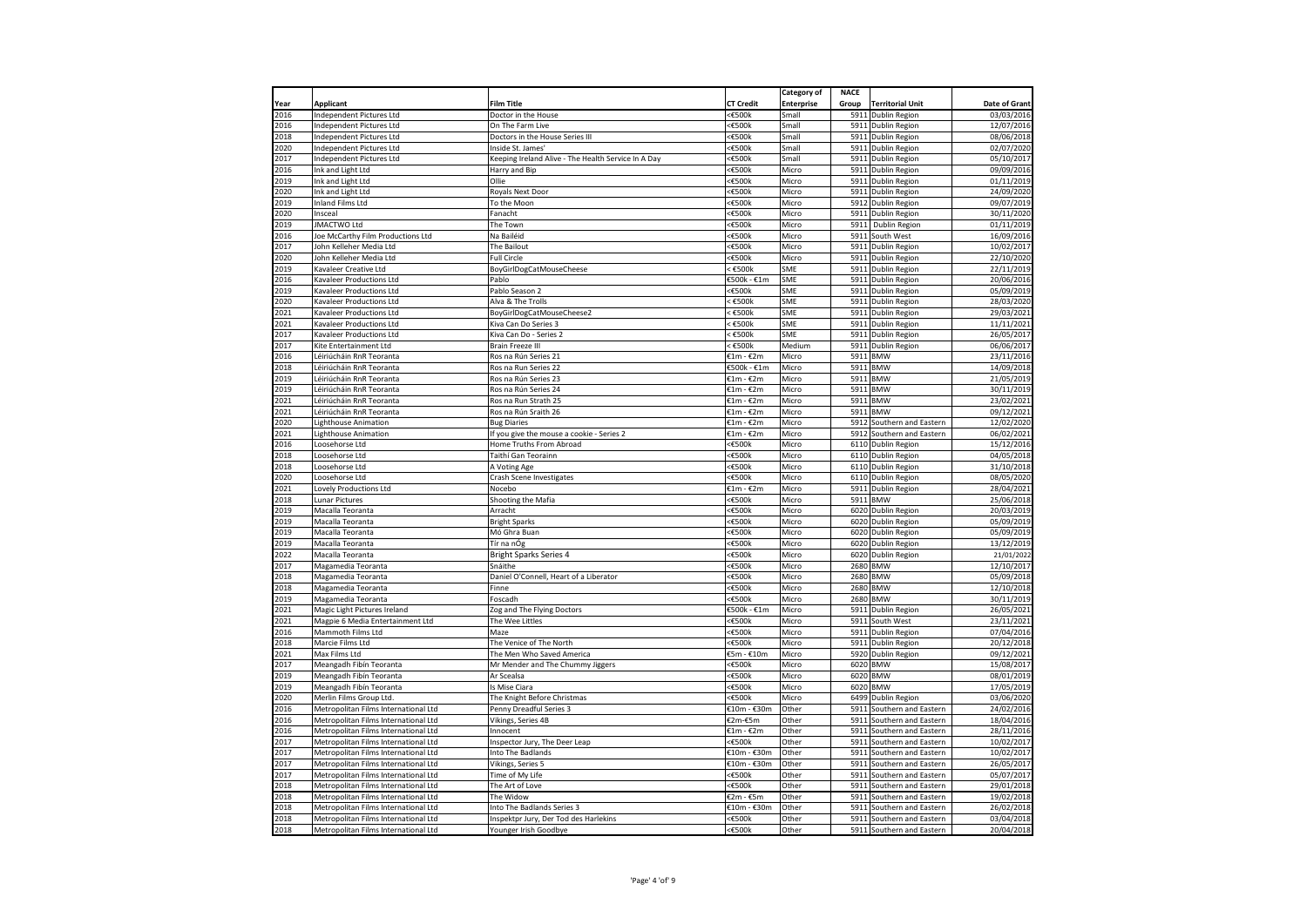| Year | Applicant | Film Title | CT Credit | Category of Enterprise | NACE Group | Territorial Unit | Date of Grant |
|---|---|---|---|---|---|---|---|
| 2016 | Independent Pictures Ltd | Doctor in the House | <€500k | Small | 5911 | Dublin Region | 03/03/2016 |
| 2016 | Independent Pictures Ltd | On The Farm Live | <€500k | Small | 5911 | Dublin Region | 12/07/2016 |
| 2018 | Independent Pictures Ltd | Doctors in the House Series III | <€500k | Small | 5911 | Dublin Region | 08/06/2018 |
| 2020 | Independent Pictures Ltd | Inside St. James' | <€500k | Small | 5911 | Dublin Region | 02/07/2020 |
| 2017 | Independent Pictures Ltd | Keeping Ireland Alive - The Health Service In A Day | <€500k | Small | 5911 | Dublin Region | 05/10/2017 |
| 2016 | Ink and Light Ltd | Harry and Bip | <€500k | Micro | 5911 | Dublin Region | 09/09/2016 |
| 2019 | Ink and Light Ltd | Ollie | <€500k | Micro | 5911 | Dublin Region | 01/11/2019 |
| 2020 | Ink and Light Ltd | Royals Next Door | <€500k | Micro | 5911 | Dublin Region | 24/09/2020 |
| 2019 | Inland Films Ltd | To the Moon | <€500k | Micro | 5912 | Dublin Region | 09/07/2019 |
| 2020 | Insceal | Fanacht | <€500k | Micro | 5911 | Dublin Region | 30/11/2020 |
| 2019 | JMACTWO Ltd | The Town | <€500k | Micro | 5911 | Dublin Region | 01/11/2019 |
| 2016 | Joe McCarthy Film Productions Ltd | Na Bailéid | <€500k | Micro | 5911 | South West | 16/09/2016 |
| 2017 | John Kelleher Media Ltd | The Bailout | <€500k | Micro | 5911 | Dublin Region | 10/02/2017 |
| 2020 | John Kelleher Media Ltd | Full Circle | <€500k | Micro | 5911 | Dublin Region | 22/10/2020 |
| 2019 | Kavaleer Creative Ltd | BoyGirlDogCatMouseCheese | < €500k | SME | 5911 | Dublin Region | 22/11/2019 |
| 2016 | Kavaleer Productions Ltd | Pablo | €500k - €1m | SME | 5911 | Dublin Region | 20/06/2016 |
| 2019 | Kavaleer Productions Ltd | Pablo Season 2 | <€500k | SME | 5911 | Dublin Region | 05/09/2019 |
| 2020 | Kavaleer Productions Ltd | Alva & The Trolls | < €500k | SME | 5911 | Dublin Region | 28/03/2020 |
| 2021 | Kavaleer Productions Ltd | BoyGirlDogCatMouseCheese2 | < €500k | SME | 5911 | Dublin Region | 29/03/2021 |
| 2021 | Kavaleer Productions Ltd | Kiva Can Do Series 3 | < €500k | SME | 5911 | Dublin Region | 11/11/2021 |
| 2017 | Kavaleer Productions Ltd | Kiva Can Do - Series 2 | < €500k | SME | 5911 | Dublin Region | 26/05/2017 |
| 2017 | Kite Entertainment Ltd | Brain Freeze III | < €500k | Medium | 5911 | Dublin Region | 06/06/2017 |
| 2016 | Léiriúcháin RnR Teoranta | Ros na Rún Series 21 | €1m - €2m | Micro | 5911 | BMW | 23/11/2016 |
| 2018 | Léiriúcháin RnR Teoranta | Ros na Run Series 22 | €500k - €1m | Micro | 5911 | BMW | 14/09/2018 |
| 2019 | Léiriúcháin RnR Teoranta | Ros na Rún Series 23 | €1m - €2m | Micro | 5911 | BMW | 21/05/2019 |
| 2019 | Léiriúcháin RnR Teoranta | Ros na Rún Series 24 | €1m - €2m | Micro | 5911 | BMW | 30/11/2019 |
| 2021 | Léiriúcháin RnR Teoranta | Ros na Run Strath 25 | €1m - €2m | Micro | 5911 | BMW | 23/02/2021 |
| 2021 | Léiriúcháin RnR Teoranta | Ros na Rún Sraith 26 | €1m - €2m | Micro | 5911 | BMW | 09/12/2021 |
| 2020 | Lighthouse Animation | Bug Diaries | €1m - €2m | Micro | 5912 | Southern and Eastern | 12/02/2020 |
| 2021 | Lighthouse Animation | If you give the mouse a cookie - Series 2 | €1m - €2m | Micro | 5912 | Southern and Eastern | 06/02/2021 |
| 2016 | Loosehorse Ltd | Home Truths From Abroad | <€500k | Micro | 6110 | Dublin Region | 15/12/2016 |
| 2018 | Loosehorse Ltd | Taithí Gan Teorainn | <€500k | Micro | 6110 | Dublin Region | 04/05/2018 |
| 2018 | Loosehorse Ltd | A Voting Age | <€500k | Micro | 6110 | Dublin Region | 31/10/2018 |
| 2020 | Loosehorse Ltd | Crash Scene Investigates | <€500k | Micro | 6110 | Dublin Region | 08/05/2020 |
| 2021 | Lovely Productions Ltd | Nocebo | €1m - €2m | Micro | 5911 | Dublin Region | 28/04/2021 |
| 2018 | Lunar Pictures | Shooting the Mafia | <€500k | Micro | 5911 | BMW | 25/06/2018 |
| 2019 | Macalla Teoranta | Arracht | <€500k | Micro | 6020 | Dublin Region | 20/03/2019 |
| 2019 | Macalla Teoranta | Bright Sparks | <€500k | Micro | 6020 | Dublin Region | 05/09/2019 |
| 2019 | Macalla Teoranta | Mó Ghra Buan | <€500k | Micro | 6020 | Dublin Region | 05/09/2019 |
| 2019 | Macalla Teoranta | Tír na nÓg | <€500k | Micro | 6020 | Dublin Region | 13/12/2019 |
| 2022 | Macalla Teoranta | Bright Sparks Series 4 | <€500k | Micro | 6020 | Dublin Region | 21/01/2022 |
| 2017 | Magamedia Teoranta | Snáithe | <€500k | Micro | 2680 | BMW | 12/10/2017 |
| 2018 | Magamedia Teoranta | Daniel O'Connell, Heart of a Liberator | <€500k | Micro | 2680 | BMW | 05/09/2018 |
| 2018 | Magamedia Teoranta | Finne | <€500k | Micro | 2680 | BMW | 12/10/2018 |
| 2019 | Magamedia Teoranta | Foscadh | <€500k | Micro | 2680 | BMW | 30/11/2019 |
| 2021 | Magic Light Pictures Ireland | Zog and The Flying Doctors | €500k - €1m | Micro | 5911 | Dublin Region | 26/05/2021 |
| 2021 | Magpie 6 Media Entertainment Ltd | The Wee Littles | <€500k | Micro | 5911 | South West | 23/11/2021 |
| 2016 | Mammoth Films Ltd | Maze | <€500k | Micro | 5911 | Dublin Region | 07/04/2016 |
| 2018 | Marcie Films Ltd | The Venice of The North | <€500k | Micro | 5911 | Dublin Region | 20/12/2018 |
| 2021 | Max Films Ltd | The Men Who Saved America | €5m - €10m | Micro | 5920 | Dublin Region | 09/12/2021 |
| 2017 | Meangadh Fibín Teoranta | Mr Mender and The Chummy Jiggers | <€500k | Micro | 6020 | BMW | 15/08/2017 |
| 2019 | Meangadh Fibín Teoranta | Ar Scealsa | <€500k | Micro | 6020 | BMW | 08/01/2019 |
| 2019 | Meangadh Fibín Teoranta | Is Mise Ciara | <€500k | Micro | 6020 | BMW | 17/05/2019 |
| 2020 | Merlin Films Group Ltd. | The Knight Before Christmas | <€500k | Micro | 6499 | Dublin Region | 03/06/2020 |
| 2016 | Metropolitan Films International Ltd | Penny Dreadful Series 3 | €10m - €30m | Other | 5911 | Southern and Eastern | 24/02/2016 |
| 2016 | Metropolitan Films International Ltd | Vikings, Series 4B | €2m-€5m | Other | 5911 | Southern and Eastern | 18/04/2016 |
| 2016 | Metropolitan Films International Ltd | Innocent | €1m - €2m | Other | 5911 | Southern and Eastern | 28/11/2016 |
| 2017 | Metropolitan Films International Ltd | Inspector Jury, The Deer Leap | <€500k | Other | 5911 | Southern and Eastern | 10/02/2017 |
| 2017 | Metropolitan Films International Ltd | Into The Badlands | €10m - €30m | Other | 5911 | Southern and Eastern | 10/02/2017 |
| 2017 | Metropolitan Films International Ltd | Vikings, Series 5 | €10m - €30m | Other | 5911 | Southern and Eastern | 26/05/2017 |
| 2017 | Metropolitan Films International Ltd | Time of My Life | <€500k | Other | 5911 | Southern and Eastern | 05/07/2017 |
| 2018 | Metropolitan Films International Ltd | The Art of Love | <€500k | Other | 5911 | Southern and Eastern | 29/01/2018 |
| 2018 | Metropolitan Films International Ltd | The Widow | €2m - €5m | Other | 5911 | Southern and Eastern | 19/02/2018 |
| 2018 | Metropolitan Films International Ltd | Into The Badlands Series 3 | €10m - €30m | Other | 5911 | Southern and Eastern | 26/02/2018 |
| 2018 | Metropolitan Films International Ltd | Inspektpr Jury, Der Tod des Harlekins | <€500k | Other | 5911 | Southern and Eastern | 03/04/2018 |
| 2018 | Metropolitan Films International Ltd | Younger Irish Goodbye | <€500k | Other | 5911 | Southern and Eastern | 20/04/2018 |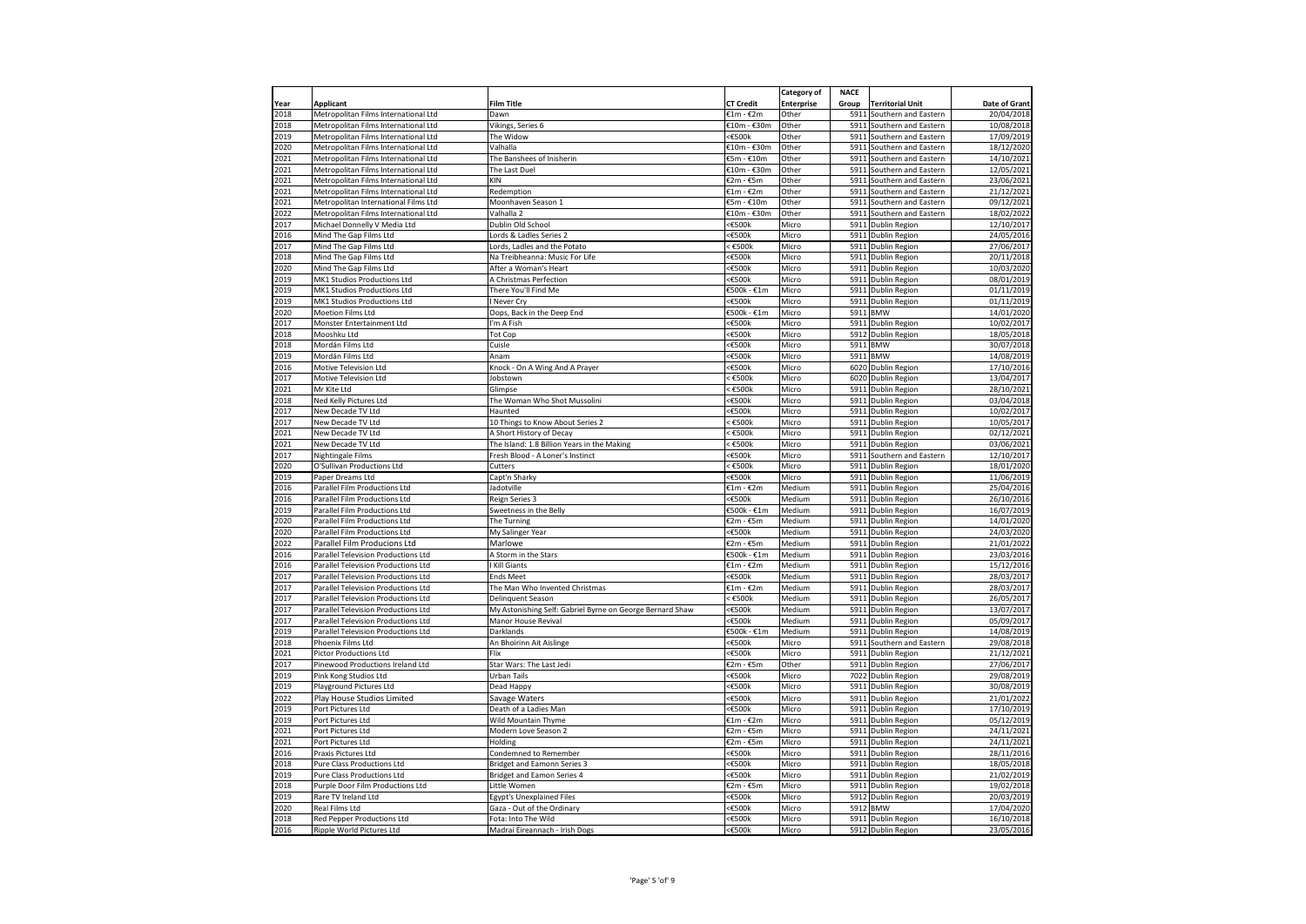| Year | Applicant | Film Title | CT Credit | Category of Enterprise | NACE Group | Territorial Unit | Date of Grant |
|---|---|---|---|---|---|---|---|
| 2018 | Metropolitan Films International Ltd | Dawn | €1m - €2m | Other | 5911 | Southern and Eastern | 20/04/2018 |
| 2018 | Metropolitan Films International Ltd | Vikings, Series 6 | €10m - €30m | Other | 5911 | Southern and Eastern | 10/08/2018 |
| 2019 | Metropolitan Films International Ltd | The Widow | <€500k | Other | 5911 | Southern and Eastern | 17/09/2019 |
| 2020 | Metropolitan Films International Ltd | Valhalla | €10m - €30m | Other | 5911 | Southern and Eastern | 18/12/2020 |
| 2021 | Metropolitan Films International Ltd | The Banshees of Inisherin | €5m - €10m | Other | 5911 | Southern and Eastern | 14/10/2021 |
| 2021 | Metropolitan Films International Ltd | The Last Duel | €10m - €30m | Other | 5911 | Southern and Eastern | 12/05/2021 |
| 2021 | Metropolitan Films International Ltd | KIN | €2m - €5m | Other | 5911 | Southern and Eastern | 23/06/2021 |
| 2021 | Metropolitan Films International Ltd | Redemption | €1m - €2m | Other | 5911 | Southern and Eastern | 21/12/2021 |
| 2021 | Metropolitan International Films Ltd | Moonhaven Season 1 | €5m - €10m | Other | 5911 | Southern and Eastern | 09/12/2021 |
| 2022 | Metropolitan Films International Ltd | Valhalla 2 | €10m - €30m | Other | 5911 | Southern and Eastern | 18/02/2022 |
| 2017 | Michael Donnelly V Media Ltd | Dublin Old School | <€500k | Micro | 5911 | Dublin Region | 12/10/2017 |
| 2016 | Mind The Gap Films Ltd | Lords & Ladles Series 2 | <€500k | Micro | 5911 | Dublin Region | 24/05/2016 |
| 2017 | Mind The Gap Films Ltd | Lords, Ladles and the Potato | < €500k | Micro | 5911 | Dublin Region | 27/06/2017 |
| 2018 | Mind The Gap Films Ltd | Na Treibheanna: Music For Life | <€500k | Micro | 5911 | Dublin Region | 20/11/2018 |
| 2020 | Mind The Gap Films Ltd | After a Woman's Heart | <€500k | Micro | 5911 | Dublin Region | 10/03/2020 |
| 2019 | MK1 Studios Productions Ltd | A Christmas Perfection | <€500k | Micro | 5911 | Dublin Region | 08/01/2019 |
| 2019 | MK1 Studios Productions Ltd | There You'll Find Me | €500k - €1m | Micro | 5911 | Dublin Region | 01/11/2019 |
| 2019 | MK1 Studios Productions Ltd | I Never Cry | <€500k | Micro | 5911 | Dublin Region | 01/11/2019 |
| 2020 | Moetion Films Ltd | Oops, Back in the Deep End | €500k - €1m | Micro | 5911 | BMW | 14/01/2020 |
| 2017 | Monster Entertainment Ltd | I'm A Fish | <€500k | Micro | 5911 | Dublin Region | 10/02/2017 |
| 2018 | Mooshku Ltd | Tot Cop | <€500k | Micro | 5912 | Dublin Region | 18/05/2018 |
| 2018 | Mordán Films Ltd | Cuisle | <€500k | Micro | 5911 | BMW | 30/07/2018 |
| 2019 | Mordán Films Ltd | Anam | <€500k | Micro | 5911 | BMW | 14/08/2019 |
| 2016 | Motive Television Ltd | Knock - On A Wing And A Prayer | <€500k | Micro | 6020 | Dublin Region | 17/10/2016 |
| 2017 | Motive Television Ltd | Jobstown | < €500k | Micro | 6020 | Dublin Region | 13/04/2017 |
| 2021 | Mr Kite Ltd | Glimpse | < €500k | Micro | 5911 | Dublin Region | 28/10/2021 |
| 2018 | Ned Kelly Pictures Ltd | The Woman Who Shot Mussolini | <€500k | Micro | 5911 | Dublin Region | 03/04/2018 |
| 2017 | New Decade TV Ltd | Haunted | <€500k | Micro | 5911 | Dublin Region | 10/02/2017 |
| 2017 | New Decade TV Ltd | 10 Things to Know About Series 2 | < €500k | Micro | 5911 | Dublin Region | 10/05/2017 |
| 2021 | New Decade TV Ltd | A Short History of Decay | < €500k | Micro | 5911 | Dublin Region | 02/12/2021 |
| 2021 | New Decade TV Ltd | The Island: 1.8 Billion Years in the Making | < €500k | Micro | 5911 | Dublin Region | 03/06/2021 |
| 2017 | Nightingale Films | Fresh Blood - A Loner's Instinct | <€500k | Micro | 5911 | Southern and Eastern | 12/10/2017 |
| 2020 | O'Sullivan Productions Ltd | Cutters | < €500k | Micro | 5911 | Dublin Region | 18/01/2020 |
| 2019 | Paper Dreams Ltd | Capt'n Sharky | <€500k | Micro | 5911 | Dublin Region | 11/06/2019 |
| 2016 | Parallel Film Productions Ltd | Jadotville | €1m - €2m | Medium | 5911 | Dublin Region | 25/04/2016 |
| 2016 | Parallel Film Productions Ltd | Reign Series 3 | <€500k | Medium | 5911 | Dublin Region | 26/10/2016 |
| 2019 | Parallel Film Productions Ltd | Sweetness in the Belly | €500k - €1m | Medium | 5911 | Dublin Region | 16/07/2019 |
| 2020 | Parallel Film Productions Ltd | The Turning | €2m - €5m | Medium | 5911 | Dublin Region | 14/01/2020 |
| 2020 | Parallel Film Productions Ltd | My Salinger Year | <€500k | Medium | 5911 | Dublin Region | 24/03/2020 |
| 2022 | Parallel Film Producions Ltd | Marlowe | €2m - €5m | Medium | 5911 | Dublin Region | 21/01/2022 |
| 2016 | Parallel Television Productions Ltd | A Storm in the Stars | €500k - €1m | Medium | 5911 | Dublin Region | 23/03/2016 |
| 2016 | Parallel Television Productions Ltd | I Kill Giants | €1m - €2m | Medium | 5911 | Dublin Region | 15/12/2016 |
| 2017 | Parallel Television Productions Ltd | Ends Meet | <€500k | Medium | 5911 | Dublin Region | 28/03/2017 |
| 2017 | Parallel Television Productions Ltd | The Man Who Invented Christmas | €1m - €2m | Medium | 5911 | Dublin Region | 28/03/2017 |
| 2017 | Parallel Television Productions Ltd | Delinquent Season | < €500k | Medium | 5911 | Dublin Region | 26/05/2017 |
| 2017 | Parallel Television Productions Ltd | My Astonishing Self: Gabriel Byrne on George Bernard Shaw | <€500k | Medium | 5911 | Dublin Region | 13/07/2017 |
| 2017 | Parallel Television Productions Ltd | Manor House Revival | <€500k | Medium | 5911 | Dublin Region | 05/09/2017 |
| 2019 | Parallel Television Productions Ltd | Darklands | €500k - €1m | Medium | 5911 | Dublin Region | 14/08/2019 |
| 2018 | Phoenix Films Ltd | An Bhoirinn Ait Aislinge | <€500k | Micro | 5911 | Southern and Eastern | 29/08/2018 |
| 2021 | Pictor Productions Ltd | Flix | <€500k | Micro | 5911 | Dublin Region | 21/12/2021 |
| 2017 | Pinewood Productions Ireland Ltd | Star Wars: The Last Jedi | €2m - €5m | Other | 5911 | Dublin Region | 27/06/2017 |
| 2019 | Pink Kong Studios Ltd | Urban Tails | <€500k | Micro | 7022 | Dublin Region | 29/08/2019 |
| 2019 | Playground Pictures Ltd | Dead Happy | <€500k | Micro | 5911 | Dublin Region | 30/08/2019 |
| 2022 | Play House Studios Limited | Savage Waters | <€500k | Micro | 5911 | Dublin Region | 21/01/2022 |
| 2019 | Port Pictures Ltd | Death of a Ladies Man | <€500k | Micro | 5911 | Dublin Region | 17/10/2019 |
| 2019 | Port Pictures Ltd | Wild Mountain Thyme | €1m - €2m | Micro | 5911 | Dublin Region | 05/12/2019 |
| 2021 | Port Pictures Ltd | Modern Love Season 2 | €2m - €5m | Micro | 5911 | Dublin Region | 24/11/2021 |
| 2021 | Port Pictures Ltd | Holding | €2m - €5m | Micro | 5911 | Dublin Region | 24/11/2021 |
| 2016 | Praxis Pictures Ltd | Condemned to Remember | <€500k | Micro | 5911 | Dublin Region | 28/11/2016 |
| 2018 | Pure Class Productions Ltd | Bridget and Eamonn Series 3 | <€500k | Micro | 5911 | Dublin Region | 18/05/2018 |
| 2019 | Pure Class Productions Ltd | Bridget and Eamon Series 4 | <€500k | Micro | 5911 | Dublin Region | 21/02/2019 |
| 2018 | Purple Door Film Productions Ltd | Little Women | €2m - €5m | Micro | 5911 | Dublin Region | 19/02/2018 |
| 2019 | Rare TV Ireland Ltd | Egypt's Unexplained Files | <€500k | Micro | 5912 | Dublin Region | 20/03/2019 |
| 2020 | Real Films Ltd | Gaza - Out of the Ordinary | <€500k | Micro | 5912 | BMW | 17/04/2020 |
| 2018 | Red Pepper Productions Ltd | Fota: Into The Wild | <€500k | Micro | 5911 | Dublin Region | 16/10/2018 |
| 2016 | Ripple World Pictures Ltd | Madraí Éireannach - Irish Dogs | <€500k | Micro | 5912 | Dublin Region | 23/05/2016 |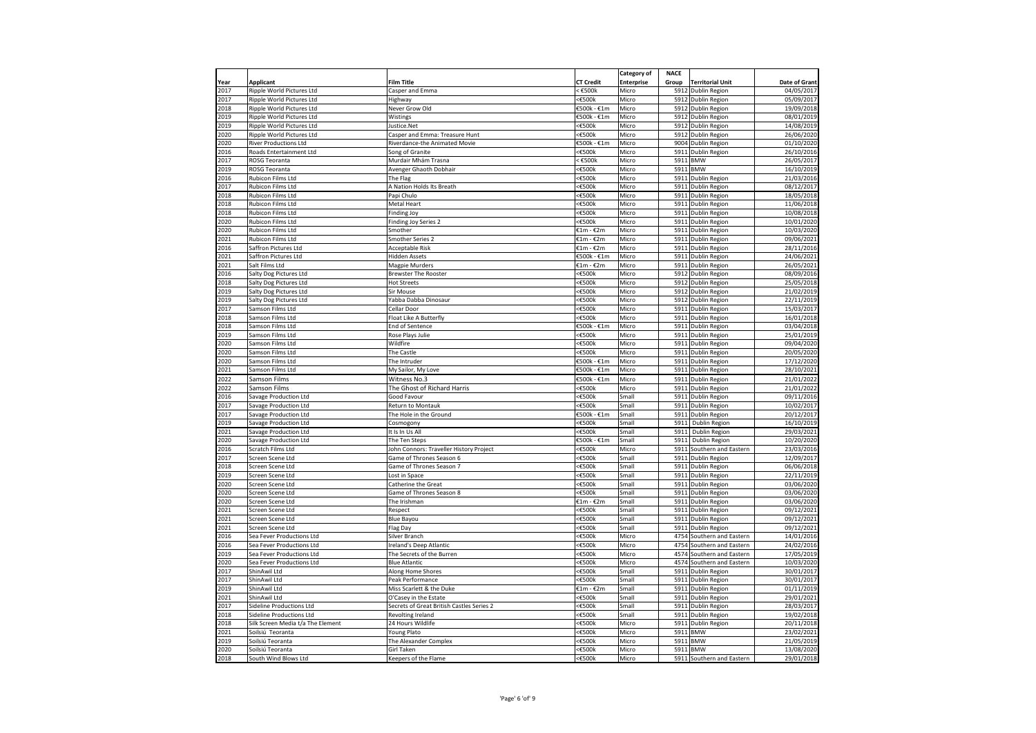| Year | Applicant | Film Title | CT Credit | Category of Enterprise | NACE Group | Territorial Unit | Date of Grant |
|---|---|---|---|---|---|---|---|
| 2017 | Ripple World Pictures Ltd | Casper and Emma | < €500k | Micro | 5912 | Dublin Region | 04/05/2017 |
| 2017 | Ripple World Pictures Ltd | Highway | <€500k | Micro | 5912 | Dublin Region | 05/09/2017 |
| 2018 | Ripple World Pictures Ltd | Never Grow Old | €500k - €1m | Micro | 5912 | Dublin Region | 19/09/2018 |
| 2019 | Ripple World Pictures Ltd | Wistings | €500k - €1m | Micro | 5912 | Dublin Region | 08/01/2019 |
| 2019 | Ripple World Pictures Ltd | Justice.Net | <€500k | Micro | 5912 | Dublin Region | 14/08/2019 |
| 2020 | Ripple World Pictures Ltd | Casper and Emma: Treasure Hunt | <€500k | Micro | 5912 | Dublin Region | 26/06/2020 |
| 2020 | River Productions Ltd | Riverdance-the Animated Movie | €500k - €1m | Micro | 9004 | Dublin Region | 01/10/2020 |
| 2016 | Roads Entertainment Ltd | Song of Granite | <€500k | Micro | 5911 | Dublin Region | 26/10/2016 |
| 2017 | ROSG Teoranta | Murdair Mhám Trasna | < €500k | Micro | 5911 | BMW | 26/05/2017 |
| 2019 | ROSG Teoranta | Avenger Ghaoth Dobhair | <€500k | Micro | 5911 | BMW | 16/10/2019 |
| 2016 | Rubicon Films Ltd | The Flag | <€500k | Micro | 5911 | Dublin Region | 21/03/2016 |
| 2017 | Rubicon Films Ltd | A Nation Holds Its Breath | <€500k | Micro | 5911 | Dublin Region | 08/12/2017 |
| 2018 | Rubicon Films Ltd | Papi Chulo | <€500k | Micro | 5911 | Dublin Region | 18/05/2018 |
| 2018 | Rubicon Films Ltd | Metal Heart | <€500k | Micro | 5911 | Dublin Region | 11/06/2018 |
| 2018 | Rubicon Films Ltd | Finding Joy | <€500k | Micro | 5911 | Dublin Region | 10/08/2018 |
| 2020 | Rubicon Films Ltd | Finding Joy Series 2 | <€500k | Micro | 5911 | Dublin Region | 10/01/2020 |
| 2020 | Rubicon Films Ltd | Smother | €1m - €2m | Micro | 5911 | Dublin Region | 10/03/2020 |
| 2021 | Rubicon Films Ltd | Smother Series 2 | €1m - €2m | Micro | 5911 | Dublin Region | 09/06/2021 |
| 2016 | Saffron Pictures Ltd | Acceptable Risk | €1m - €2m | Micro | 5911 | Dublin Region | 28/11/2016 |
| 2021 | Saffron Pictures Ltd | Hidden Assets | €500k - €1m | Micro | 5911 | Dublin Region | 24/06/2021 |
| 2021 | Salt Films Ltd | Magpie Murders | €1m - €2m | Micro | 5911 | Dublin Region | 26/05/2021 |
| 2016 | Salty Dog Pictures Ltd | Brewster The Rooster | <€500k | Micro | 5912 | Dublin Region | 08/09/2016 |
| 2018 | Salty Dog Pictures Ltd | Hot Streets | <€500k | Micro | 5912 | Dublin Region | 25/05/2018 |
| 2019 | Salty Dog Pictures Ltd | Sir Mouse | <€500k | Micro | 5912 | Dublin Region | 21/02/2019 |
| 2019 | Salty Dog Pictures Ltd | Yabba Dabba Dinosaur | <€500k | Micro | 5912 | Dublin Region | 22/11/2019 |
| 2017 | Samson Films Ltd | Cellar Door | <€500k | Micro | 5911 | Dublin Region | 15/03/2017 |
| 2018 | Samson Films Ltd | Float Like A Butterfly | <€500k | Micro | 5911 | Dublin Region | 16/01/2018 |
| 2018 | Samson Films Ltd | End of Sentence | €500k - €1m | Micro | 5911 | Dublin Region | 03/04/2018 |
| 2019 | Samson Films Ltd | Rose Plays Julie | <€500k | Micro | 5911 | Dublin Region | 25/01/2019 |
| 2020 | Samson Films Ltd | Wildfire | <€500k | Micro | 5911 | Dublin Region | 09/04/2020 |
| 2020 | Samson Films Ltd | The Castle | <€500k | Micro | 5911 | Dublin Region | 20/05/2020 |
| 2020 | Samson Films Ltd | The Intruder | €500k - €1m | Micro | 5911 | Dublin Region | 17/12/2020 |
| 2021 | Samson Films Ltd | My Sailor, My Love | €500k - €1m | Micro | 5911 | Dublin Region | 28/10/2021 |
| 2022 | Samson Films | Witness No.3 | €500k - €1m | Micro | 5911 | Dublin Region | 21/01/2022 |
| 2022 | Samson Films | The Ghost of Richard Harris | <€500k | Micro | 5911 | Dublin Region | 21/01/2022 |
| 2016 | Savage Production Ltd | Good Favour | <€500k | Small | 5911 | Dublin Region | 09/11/2016 |
| 2017 | Savage Production Ltd | Return to Montauk | <€500k | Small | 5911 | Dublin Region | 10/02/2017 |
| 2017 | Savage Production Ltd | The Hole in the Ground | €500k - €1m | Small | 5911 | Dublin Region | 20/12/2017 |
| 2019 | Savage Production Ltd | Cosmogony | <€500k | Small | 5911 | Dublin Region | 16/10/2019 |
| 2021 | Savage Production Ltd | It Is In Us All | <€500k | Small | 5911 | Dublin Region | 29/03/2021 |
| 2020 | Savage Production Ltd | The Ten Steps | €500k - €1m | Small | 5911 | Dublin Region | 10/20/2020 |
| 2016 | Scratch Films Ltd | John Connors: Traveller History Project | <€500k | Micro | 5911 | Southern and Eastern | 23/03/2016 |
| 2017 | Screen Scene Ltd | Game of Thrones Season 6 | <€500k | Small | 5911 | Dublin Region | 12/09/2017 |
| 2018 | Screen Scene Ltd | Game of Thrones Season 7 | <€500k | Small | 5911 | Dublin Region | 06/06/2018 |
| 2019 | Screen Scene Ltd | Lost in Space | <€500k | Small | 5911 | Dublin Region | 22/11/2019 |
| 2020 | Screen Scene Ltd | Catherine the Great | <€500k | Small | 5911 | Dublin Region | 03/06/2020 |
| 2020 | Screen Scene Ltd | Game of Thrones Season 8 | <€500k | Small | 5911 | Dublin Region | 03/06/2020 |
| 2020 | Screen Scene Ltd | The Irishman | €1m - €2m | Small | 5911 | Dublin Region | 03/06/2020 |
| 2021 | Screen Scene Ltd | Respect | <€500k | Small | 5911 | Dublin Region | 09/12/2021 |
| 2021 | Screen Scene Ltd | Blue Bayou | <€500k | Small | 5911 | Dublin Region | 09/12/2021 |
| 2021 | Screen Scene Ltd | Flag Day | <€500k | Small | 5911 | Dublin Region | 09/12/2021 |
| 2016 | Sea Fever Productions Ltd | Silver Branch | <€500k | Micro | 4754 | Southern and Eastern | 14/01/2016 |
| 2016 | Sea Fever Productions Ltd | Ireland's Deep Atlantic | <€500k | Micro | 4754 | Southern and Eastern | 24/02/2016 |
| 2019 | Sea Fever Productions Ltd | The Secrets of the Burren | <€500k | Micro | 4574 | Southern and Eastern | 17/05/2019 |
| 2020 | Sea Fever Productions Ltd | Blue Atlantic | <€500k | Micro | 4574 | Southern and Eastern | 10/03/2020 |
| 2017 | ShinAwil Ltd | Along Home Shores | <€500k | Small | 5911 | Dublin Region | 30/01/2017 |
| 2017 | ShinAwil Ltd | Peak Performance | <€500k | Small | 5911 | Dublin Region | 30/01/2017 |
| 2019 | ShinAwil Ltd | Miss Scarlett & the Duke | €1m - €2m | Small | 5911 | Dublin Region | 01/11/2019 |
| 2021 | ShinAwil Ltd | O'Casey in the Estate | <€500k | Small | 5911 | Dublin Region | 29/01/2021 |
| 2017 | Sideline Productions Ltd | Secrets of Great British Castles Series 2 | <€500k | Small | 5911 | Dublin Region | 28/03/2017 |
| 2018 | Sideline Productions Ltd | Revolting Ireland | <€500k | Small | 5911 | Dublin Region | 19/02/2018 |
| 2018 | Silk Screen Media t/a The Element | 24 Hours Wildlife | <€500k | Micro | 5911 | Dublin Region | 20/11/2018 |
| 2021 | Soilsiú Teoranta | Young Plato | <€500k | Micro | 5911 | BMW | 23/02/2021 |
| 2019 | Soilsiú Teoranta | The Alexander Complex | <€500k | Micro | 5911 | BMW | 21/05/2019 |
| 2020 | Soilsiú Teoranta | Girl Taken | <€500k | Micro | 5911 | BMW | 13/08/2020 |
| 2018 | South Wind Blows Ltd | Keepers of the Flame | <€500k | Micro | 5911 | Southern and Eastern | 29/01/2018 |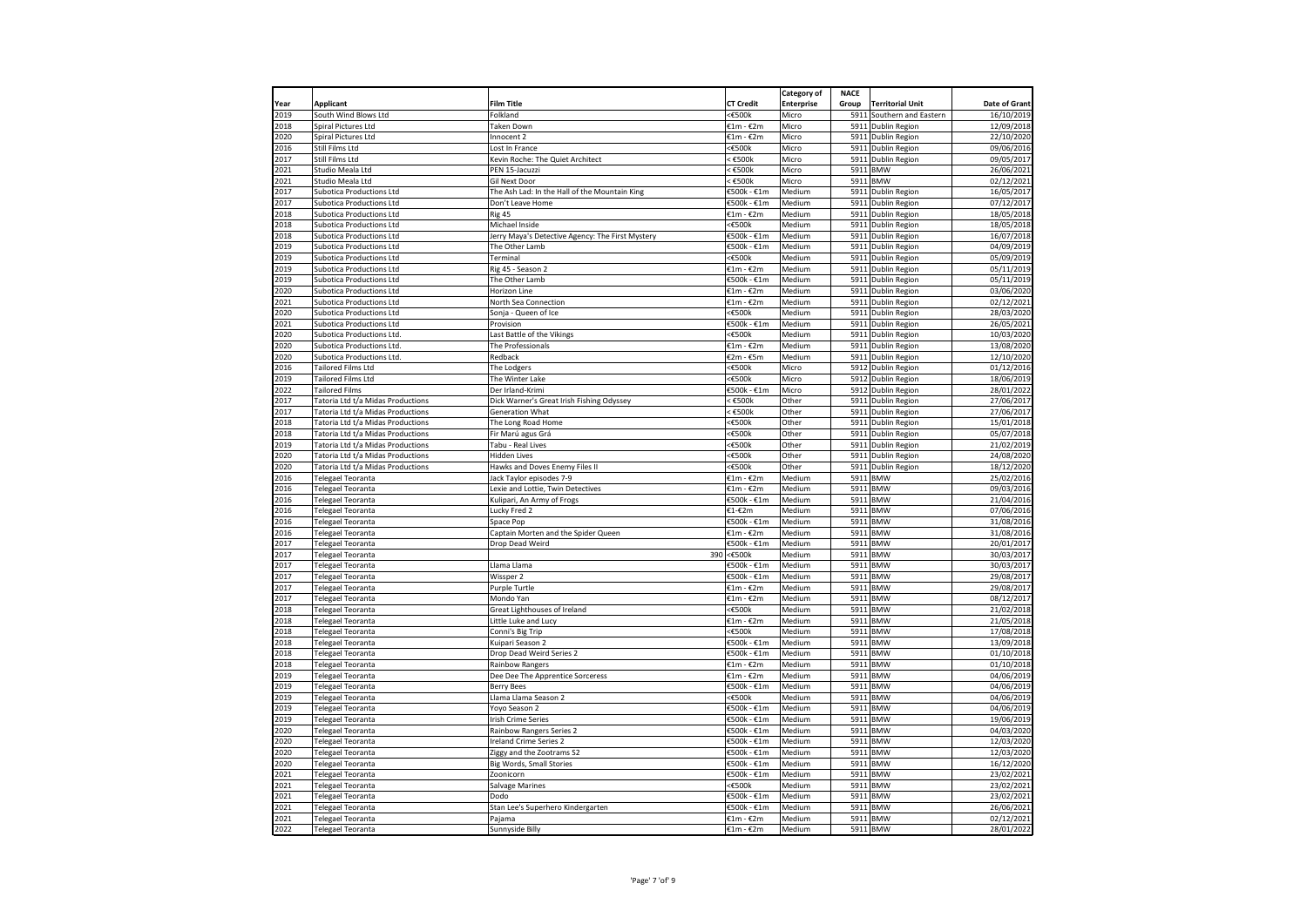| Year | Applicant | Film Title | CT Credit | Category of Enterprise | NACE Group | Territorial Unit | Date of Grant |
|---|---|---|---|---|---|---|---|
| 2019 | South Wind Blows Ltd | Folkland | <€500k | Micro | 5911 | Southern and Eastern | 16/10/2019 |
| 2018 | Spiral Pictures Ltd | Taken Down | €1m - €2m | Micro | 5911 | Dublin Region | 12/09/2018 |
| 2020 | Spiral Pictures Ltd | Innocent 2 | €1m - €2m | Micro | 5911 | Dublin Region | 22/10/2020 |
| 2016 | Still Films Ltd | Lost In France | <€500k | Micro | 5911 | Dublin Region | 09/06/2016 |
| 2017 | Still Films Ltd | Kevin Roche: The Quiet Architect | < €500k | Micro | 5911 | Dublin Region | 09/05/2017 |
| 2021 | Studio Meala Ltd | PEN 15-Jacuzzi | < €500k | Micro | 5911 | BMW | 26/06/2021 |
| 2021 | Studio Meala Ltd | Gil Next Door | < €500k | Micro | 5911 | BMW | 02/12/2021 |
| 2017 | Subotica Productions Ltd | The Ash Lad: In the Hall of the Mountain King | €500k - €1m | Medium | 5911 | Dublin Region | 16/05/2017 |
| 2017 | Subotica Productions Ltd | Don't Leave Home | €500k - €1m | Medium | 5911 | Dublin Region | 07/12/2017 |
| 2018 | Subotica Productions Ltd | Rig 45 | €1m - €2m | Medium | 5911 | Dublin Region | 18/05/2018 |
| 2018 | Subotica Productions Ltd | Michael Inside | <€500k | Medium | 5911 | Dublin Region | 18/05/2018 |
| 2018 | Subotica Productions Ltd | Jerry Maya's Detective Agency: The First Mystery | €500k - €1m | Medium | 5911 | Dublin Region | 16/07/2018 |
| 2019 | Subotica Productions Ltd | The Other Lamb | €500k - €1m | Medium | 5911 | Dublin Region | 04/09/2019 |
| 2019 | Subotica Productions Ltd | Terminal | <€500k | Medium | 5911 | Dublin Region | 05/09/2019 |
| 2019 | Subotica Productions Ltd | Rig 45 - Season 2 | €1m - €2m | Medium | 5911 | Dublin Region | 05/11/2019 |
| 2019 | Subotica Productions Ltd | The Other Lamb | €500k - €1m | Medium | 5911 | Dublin Region | 05/11/2019 |
| 2020 | Subotica Productions Ltd | Horizon Line | €1m - €2m | Medium | 5911 | Dublin Region | 03/06/2020 |
| 2021 | Subotica Productions Ltd | North Sea Connection | €1m - €2m | Medium | 5911 | Dublin Region | 02/12/2021 |
| 2020 | Subotica Productions Ltd | Sonja - Queen of Ice | <€500k | Medium | 5911 | Dublin Region | 28/03/2020 |
| 2021 | Subotica Productions Ltd | Provision | €500k - €1m | Medium | 5911 | Dublin Region | 26/05/2021 |
| 2020 | Subotica Productions Ltd. | Last Battle of the Vikings | <€500k | Medium | 5911 | Dublin Region | 10/03/2020 |
| 2020 | Subotica Productions Ltd. | The Professionals | €1m - €2m | Medium | 5911 | Dublin Region | 13/08/2020 |
| 2020 | Subotica Productions Ltd. | Redback | €2m - €5m | Medium | 5911 | Dublin Region | 12/10/2020 |
| 2016 | Tailored Films Ltd | The Lodgers | <€500k | Micro | 5912 | Dublin Region | 01/12/2016 |
| 2019 | Tailored Films Ltd | The Winter Lake | <€500k | Micro | 5912 | Dublin Region | 18/06/2019 |
| 2022 | Tailored Films | Der Irland-Krimi | €500k - €1m | Micro | 5912 | Dublin Region | 28/01/2022 |
| 2017 | Tatoria Ltd t/a Midas Productions | Dick Warner's Great Irish Fishing Odyssey | < €500k | Other | 5911 | Dublin Region | 27/06/2017 |
| 2017 | Tatoria Ltd t/a Midas Productions | Generation What | < €500k | Other | 5911 | Dublin Region | 27/06/2017 |
| 2018 | Tatoria Ltd t/a Midas Productions | The Long Road Home | <€500k | Other | 5911 | Dublin Region | 15/01/2018 |
| 2018 | Tatoria Ltd t/a Midas Productions | Fir Marú agus Grá | <€500k | Other | 5911 | Dublin Region | 05/07/2018 |
| 2019 | Tatoria Ltd t/a Midas Productions | Tabu - Real Lives | <€500k | Other | 5911 | Dublin Region | 21/02/2019 |
| 2020 | Tatoria Ltd t/a Midas Productions | Hidden Lives | <€500k | Other | 5911 | Dublin Region | 24/08/2020 |
| 2020 | Tatoria Ltd t/a Midas Productions | Hawks and Doves Enemy Files II | <€500k | Other | 5911 | Dublin Region | 18/12/2020 |
| 2016 | Telegael Teoranta | Jack Taylor episodes 7-9 | €1m - €2m | Medium | 5911 | BMW | 25/02/2016 |
| 2016 | Telegael Teoranta | Lexie and Lottie, Twin Detectives | €1m - €2m | Medium | 5911 | BMW | 09/03/2016 |
| 2016 | Telegael Teoranta | Kulipari, An Army of Frogs | €500k - €1m | Medium | 5911 | BMW | 21/04/2016 |
| 2016 | Telegael Teoranta | Lucky Fred 2 | €1-€2m | Medium | 5911 | BMW | 07/06/2016 |
| 2016 | Telegael Teoranta | Space Pop | €500k - €1m | Medium | 5911 | BMW | 31/08/2016 |
| 2016 | Telegael Teoranta | Captain Morten and the Spider Queen | €1m - €2m | Medium | 5911 | BMW | 31/08/2016 |
| 2017 | Telegael Teoranta | Drop Dead Weird | €500k - €1m | Medium | 5911 | BMW | 20/01/2017 |
| 2017 | Telegael Teoranta | 390 | <€500k | Medium | 5911 | BMW | 30/03/2017 |
| 2017 | Telegael Teoranta | Llama Llama | €500k - €1m | Medium | 5911 | BMW | 30/03/2017 |
| 2017 | Telegael Teoranta | Wissper 2 | €500k - €1m | Medium | 5911 | BMW | 29/08/2017 |
| 2017 | Telegael Teoranta | Purple Turtle | €1m - €2m | Medium | 5911 | BMW | 29/08/2017 |
| 2017 | Telegael Teoranta | Mondo Yan | €1m - €2m | Medium | 5911 | BMW | 08/12/2017 |
| 2018 | Telegael Teoranta | Great Lighthouses of Ireland | <€500k | Medium | 5911 | BMW | 21/02/2018 |
| 2018 | Telegael Teoranta | Little Luke and Lucy | €1m - €2m | Medium | 5911 | BMW | 21/05/2018 |
| 2018 | Telegael Teoranta | Conni's Big Trip | <€500k | Medium | 5911 | BMW | 17/08/2018 |
| 2018 | Telegael Teoranta | Kuipari Season 2 | €500k - €1m | Medium | 5911 | BMW | 13/09/2018 |
| 2018 | Telegael Teoranta | Drop Dead Weird Series 2 | €500k - €1m | Medium | 5911 | BMW | 01/10/2018 |
| 2018 | Telegael Teoranta | Rainbow Rangers | €1m - €2m | Medium | 5911 | BMW | 01/10/2018 |
| 2019 | Telegael Teoranta | Dee Dee The Apprentice Sorceress | €1m - €2m | Medium | 5911 | BMW | 04/06/2019 |
| 2019 | Telegael Teoranta | Berry Bees | €500k - €1m | Medium | 5911 | BMW | 04/06/2019 |
| 2019 | Telegael Teoranta | Llama Llama Season 2 | <€500k | Medium | 5911 | BMW | 04/06/2019 |
| 2019 | Telegael Teoranta | Yoyo Season 2 | €500k - €1m | Medium | 5911 | BMW | 04/06/2019 |
| 2019 | Telegael Teoranta | Irish Crime Series | €500k - €1m | Medium | 5911 | BMW | 19/06/2019 |
| 2020 | Telegael Teoranta | Rainbow Rangers Series 2 | €500k - €1m | Medium | 5911 | BMW | 04/03/2020 |
| 2020 | Telegael Teoranta | Ireland Crime Series 2 | €500k - €1m | Medium | 5911 | BMW | 12/03/2020 |
| 2020 | Telegael Teoranta | Ziggy and the Zootrams S2 | €500k - €1m | Medium | 5911 | BMW | 12/03/2020 |
| 2020 | Telegael Teoranta | Big Words, Small Stories | €500k - €1m | Medium | 5911 | BMW | 16/12/2020 |
| 2021 | Telegael Teoranta | Zoonicorn | €500k - €1m | Medium | 5911 | BMW | 23/02/2021 |
| 2021 | Telegael Teoranta | Salvage Marines | <€500k | Medium | 5911 | BMW | 23/02/2021 |
| 2021 | Telegael Teoranta | Dodo | €500k - €1m | Medium | 5911 | BMW | 23/02/2021 |
| 2021 | Telegael Teoranta | Stan Lee's Superhero Kindergarten | €500k - €1m | Medium | 5911 | BMW | 26/06/2021 |
| 2021 | Telegael Teoranta | Pajama | €1m - €2m | Medium | 5911 | BMW | 02/12/2021 |
| 2022 | Telegael Teoranta | Sunnyside Billy | €1m - €2m | Medium | 5911 | BMW | 28/01/2022 |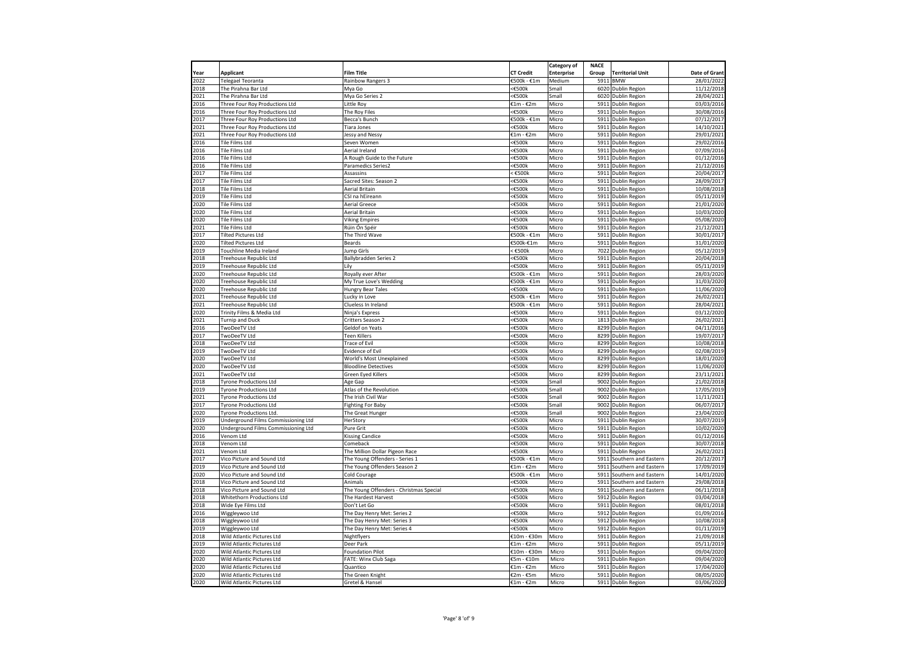| Year | Applicant | Film Title | CT Credit | Category of Enterprise | NACE Group | Territorial Unit | Date of Grant |
|---|---|---|---|---|---|---|---|
| 2022 | Telegael Teoranta | Rainbow Rangers 3 | €500k - €1m | Medium | 5911 | BMW | 28/01/2022 |
| 2018 | The Pirahna Bar Ltd | Mya Go | <€500k | Small | 6020 | Dublin Region | 11/12/2018 |
| 2021 | The Pirahna Bar Ltd | Mya Go Series 2 | <€500k | Small | 6020 | Dublin Region | 28/04/2021 |
| 2016 | Three Four Roy Productions Ltd | Little Roy | €1m - €2m | Micro | 5911 | Dublin Region | 03/03/2016 |
| 2016 | Three Four Roy Productions Ltd | The Roy Files | <€500k | Micro | 5911 | Dublin Region | 30/08/2016 |
| 2017 | Three Four Roy Productions Ltd | Becca's Bunch | €500k - €1m | Micro | 5911 | Dublin Region | 07/12/2017 |
| 2021 | Three Four Roy Productions Ltd | Tiara Jones | <€500k | Micro | 5911 | Dublin Region | 14/10/2021 |
| 2021 | Three Four Roy Productions Ltd | Jessy and Nessy | €1m - €2m | Micro | 5911 | Dublin Region | 29/01/2021 |
| 2016 | Tile Films Ltd | Seven Women | <€500k | Micro | 5911 | Dublin Region | 29/02/2016 |
| 2016 | Tile Films Ltd | Aerial Ireland | <€500k | Micro | 5911 | Dublin Region | 07/09/2016 |
| 2016 | Tile Films Ltd | A Rough Guide to the Future | <€500k | Micro | 5911 | Dublin Region | 01/12/2016 |
| 2016 | Tile Films Ltd | Paramedics Series2 | <€500k | Micro | 5911 | Dublin Region | 21/12/2016 |
| 2017 | Tile Films Ltd | Assassins | < €500k | Micro | 5911 | Dublin Region | 20/04/2017 |
| 2017 | Tile Films Ltd | Sacred Sites: Season 2 | <€500k | Micro | 5911 | Dublin Region | 28/09/2017 |
| 2018 | Tile Films Ltd | Aerial Britain | <€500k | Micro | 5911 | Dublin Region | 10/08/2018 |
| 2019 | Tile Films Ltd | CSI na hEireann | <€500k | Micro | 5911 | Dublin Region | 05/11/2019 |
| 2020 | Tile Films Ltd | Aerial Greece | <€500k | Micro | 5911 | Dublin Region | 21/01/2020 |
| 2020 | Tile Films Ltd | Aerial Britain | <€500k | Micro | 5911 | Dublin Region | 10/03/2020 |
| 2020 | Tile Films Ltd | Viking Empires | <€500k | Micro | 5911 | Dublin Region | 05/08/2020 |
| 2021 | Tile Films Ltd | Rúin Ón Spéir | <€500k | Micro | 5911 | Dublin Region | 21/12/2021 |
| 2017 | Tilted Pictures Ltd | The Third Wave | €500k - €1m | Micro | 5911 | Dublin Region | 30/01/2017 |
| 2020 | Tilted Pictures Ltd | Beards | €500k-€1m | Micro | 5911 | Dublin Region | 31/01/2020 |
| 2019 | Touchline Media Ireland | Jump Girls | < €500k | Micro | 7022 | Dublin Region | 05/12/2019 |
| 2018 | Treehouse Republic Ltd | Ballybradden Series 2 | <€500k | Micro | 5911 | Dublin Region | 20/04/2018 |
| 2019 | Treehouse Republic Ltd | Lily | <€500k | Micro | 5911 | Dublin Region | 05/11/2019 |
| 2020 | Treehouse Republic Ltd | Royally ever After | €500k - €1m | Micro | 5911 | Dublin Region | 28/03/2020 |
| 2020 | Treehouse Republic Ltd | My True Love's Wedding | €500k - €1m | Micro | 5911 | Dublin Region | 31/03/2020 |
| 2020 | Treehouse Republic Ltd | Hungry Bear Tales | <€500k | Micro | 5911 | Dublin Region | 11/06/2020 |
| 2021 | Treehouse Republic Ltd | Lucky in Love | €500k - €1m | Micro | 5911 | Dublin Region | 26/02/2021 |
| 2021 | Treehouse Republic Ltd | Clueless In Ireland | €500k - €1m | Micro | 5911 | Dublin Region | 28/04/2021 |
| 2020 | Trinity Films & Media Ltd | Ninja's Express | <€500k | Micro | 5911 | Dublin Region | 03/12/2020 |
| 2021 | Turnip and Duck | Critters Season 2 | <€500k | Micro | 1813 | Dublin Region | 26/02/2021 |
| 2016 | TwoDeeTV Ltd | Geldof on Yeats | <€500k | Micro | 8299 | Dublin Region | 04/11/2016 |
| 2017 | TwoDeeTV Ltd | Teen Killers | <€500k | Micro | 8299 | Dublin Region | 19/07/2017 |
| 2018 | TwoDeeTV Ltd | Trace of Evil | <€500k | Micro | 8299 | Dublin Region | 10/08/2018 |
| 2019 | TwoDeeTV Ltd | Evidence of Evil | <€500k | Micro | 8299 | Dublin Region | 02/08/2019 |
| 2020 | TwoDeeTV Ltd | World's Most Unexplained | <€500k | Micro | 8299 | Dublin Region | 18/01/2020 |
| 2020 | TwoDeeTV Ltd | Bloodline Detectives | <€500k | Micro | 8299 | Dublin Region | 11/06/2020 |
| 2021 | TwoDeeTV Ltd | Green Eyed Killers | <€500k | Micro | 8299 | Dublin Region | 23/11/2021 |
| 2018 | Tyrone Productions Ltd | Age Gap | <€500k | Small | 9002 | Dublin Region | 21/02/2018 |
| 2019 | Tyrone Productions Ltd | Atlas of the Revolution | <€500k | Small | 9002 | Dublin Region | 17/05/2019 |
| 2021 | Tyrone Productions Ltd | The Irish Civil War | <€500k | Small | 9002 | Dublin Region | 11/11/2021 |
| 2017 | Tyrone Productions Ltd | Fighting For Baby | <€500k | Small | 9002 | Dublin Region | 06/07/2017 |
| 2020 | Tyrone Productions Ltd. | The Great Hunger | <€500k | Small | 9002 | Dublin Region | 23/04/2020 |
| 2019 | Underground Films Commissioning Ltd | HerStory | <€500k | Micro | 5911 | Dublin Region | 30/07/2019 |
| 2020 | Underground Films Commissioning Ltd | Pure Grit | <€500k | Micro | 5911 | Dublin Region | 10/02/2020 |
| 2016 | Venom Ltd | Kissing Candice | <€500k | Micro | 5911 | Dublin Region | 01/12/2016 |
| 2018 | Venom Ltd | Comeback | <€500k | Micro | 5911 | Dublin Region | 30/07/2018 |
| 2021 | Venom Ltd | The Million Dollar Pigeon Race | <€500k | Micro | 5911 | Dublin Region | 26/02/2021 |
| 2017 | Vico Picture and Sound Ltd | The Young Offenders - Series 1 | €500k - €1m | Micro | 5911 | Southern and Eastern | 20/12/2017 |
| 2019 | Vico Picture and Sound Ltd | The Young Offenders Season 2 | €1m - €2m | Micro | 5911 | Southern and Eastern | 17/09/2019 |
| 2020 | Vico Picture and Sound Ltd | Cold Courage | €500k - €1m | Micro | 5911 | Southern and Eastern | 14/01/2020 |
| 2018 | Vico Picture and Sound Ltd | Animals | <€500k | Micro | 5911 | Southern and Eastern | 29/08/2018 |
| 2018 | Vico Picture and Sound Ltd | The Young Offenders - Christmas Special | <€500k | Micro | 5911 | Southern and Eastern | 06/11/2018 |
| 2018 | Whitethorn Productions Ltd | The Hardest Harvest | <€500k | Micro | 5912 | Dublin Region | 03/04/2018 |
| 2018 | Wide Eye Films Ltd | Don't Let Go | <€500k | Micro | 5911 | Dublin Region | 08/01/2018 |
| 2016 | Wiggleywoo Ltd | The Day Henry Met: Series 2 | <€500k | Micro | 5912 | Dublin Region | 01/09/2016 |
| 2018 | Wiggleywoo Ltd | The Day Henry Met: Series 3 | <€500k | Micro | 5912 | Dublin Region | 10/08/2018 |
| 2019 | Wiggleywoo Ltd | The Day Henry Met: Series 4 | <€500k | Micro | 5912 | Dublin Region | 01/11/2019 |
| 2018 | Wild Atlantic Pictures Ltd | Nightflyers | €10m - €30m | Micro | 5911 | Dublin Region | 21/09/2018 |
| 2019 | Wild Atlantic Pictures Ltd | Deer Park | €1m - €2m | Micro | 5911 | Dublin Region | 05/11/2019 |
| 2020 | Wild Atlantic Pictures Ltd | Foundation Pilot | €10m - €30m | Micro | 5911 | Dublin Region | 09/04/2020 |
| 2020 | Wild Atlantic Pictures Ltd | FATE: Winx Club Saga | €5m - €10m | Micro | 5911 | Dublin Region | 09/04/2020 |
| 2020 | Wild Atlantic Pictures Ltd | Quantico | €1m - €2m | Micro | 5911 | Dublin Region | 17/04/2020 |
| 2020 | Wild Atlantic Pictures Ltd | The Green Knight | €2m - €5m | Micro | 5911 | Dublin Region | 08/05/2020 |
| 2020 | Wild Atlantic Pictures Ltd | Gretel & Hansel | €1m - €2m | Micro | 5911 | Dublin Region | 03/06/2020 |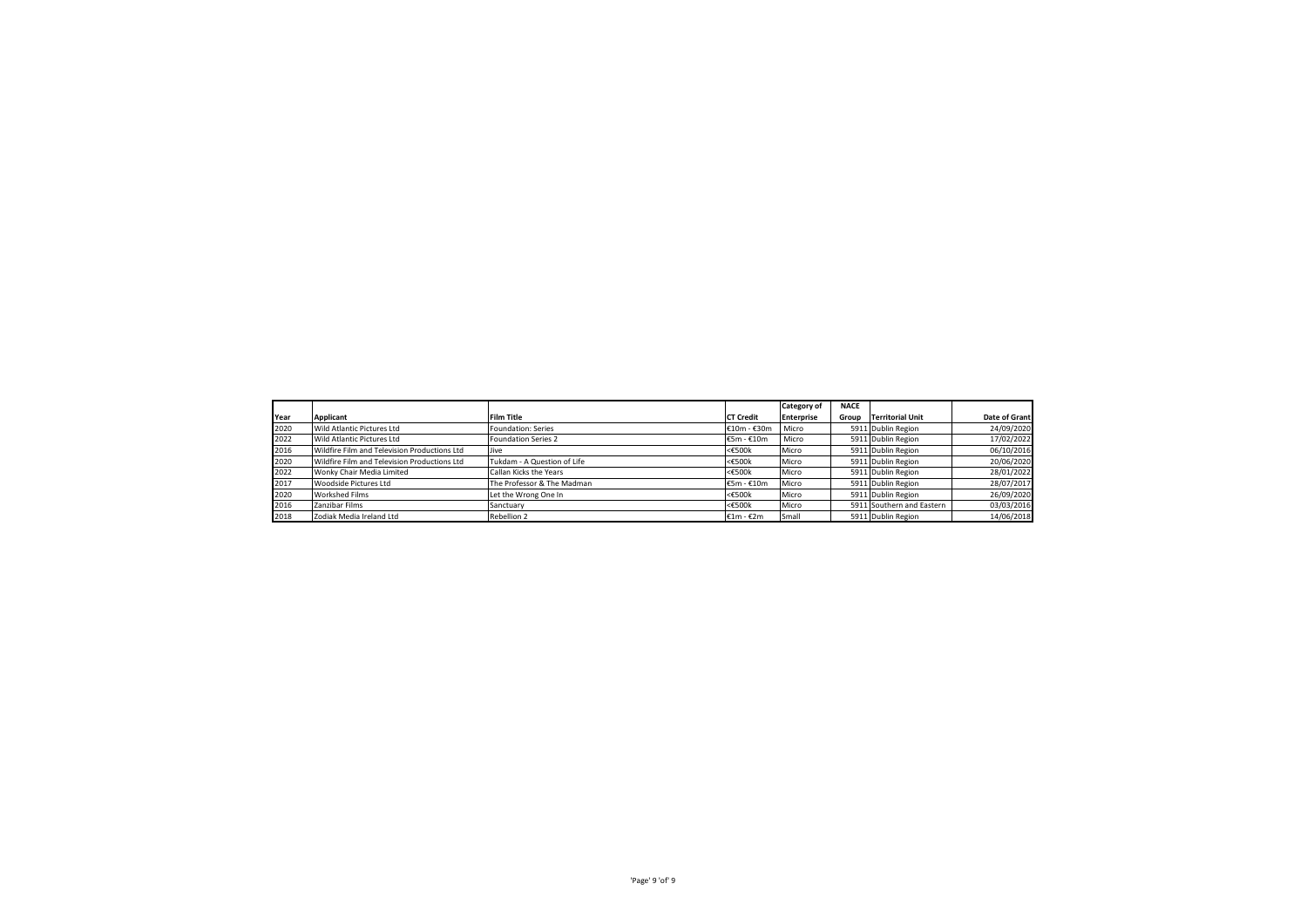| Year | Applicant | Film Title | CT Credit | Category of Enterprise | NACE Group | Territorial Unit | Date of Grant |
|---|---|---|---|---|---|---|---|
| 2020 | Wild Atlantic Pictures Ltd | Foundation: Series | €10m - €30m | Micro | 5911 | Dublin Region | 24/09/2020 |
| 2022 | Wild Atlantic Pictures Ltd | Foundation Series 2 | €5m - €10m | Micro | 5911 | Dublin Region | 17/02/2022 |
| 2016 | Wildfire Film and Television Productions Ltd | Jive | <€500k | Micro | 5911 | Dublin Region | 06/10/2016 |
| 2020 | Wildfire Film and Television Productions Ltd | Tukdam - A Question of Life | <€500k | Micro | 5911 | Dublin Region | 20/06/2020 |
| 2022 | Wonky Chair Media Limited | Callan Kicks the Years | <€500k | Micro | 5911 | Dublin Region | 28/01/2022 |
| 2017 | Woodside Pictures Ltd | The Professor & The Madman | €5m - €10m | Micro | 5911 | Dublin Region | 28/07/2017 |
| 2020 | Workshed Films | Let the Wrong One In | <€500k | Micro | 5911 | Dublin Region | 26/09/2020 |
| 2016 | Zanzibar Films | Sanctuary | <€500k | Micro | 5911 | Southern and Eastern | 03/03/2016 |
| 2018 | Zodiak Media Ireland Ltd | Rebellion 2 | €1m - €2m | Small | 5911 | Dublin Region | 14/06/2018 |